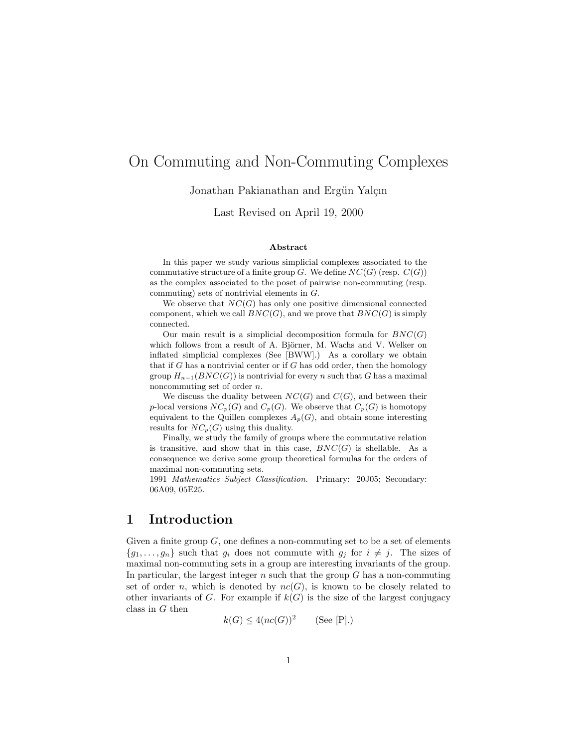# On Commuting and Non-Commuting Complexes

Jonathan Pakianathan and Ergün Yalçın

Last Revised on April 19, 2000

### Abstract

In this paper we study various simplicial complexes associated to the commutative structure of a finite group $G$. We define $NC(G)$ (resp. $C(G)$) as the complex associated to the poset of pairwise non-commuting (resp. commuting) sets of nontrivial elements in $G$.

We observe that $NC(G)$ has only one positive dimensional connected component, which we call $BNC(G)$, and we prove that $BNC(G)$ is simply connected.

Our main result is a simplicial decomposition formula for $BNC(G)$ which follows from a result of A. Björner, M. Wachs and V. Welker on inflated simplicial complexes (See [BWW].) As a corollary we obtain that if $G$ has a nontrivial center or if $G$ has odd order, then the homology group $H_{n-1}(BNC(G))$ is nontrivial for every $n$ such that $G$ has a maximal noncommuting set of order $n$.

We discuss the duality between $NC(G)$ and $C(G)$, and between their $p$-local versions $NC_p(G)$ and $C_p(G)$. We observe that $C_p(G)$ is homotopy equivalent to the Quillen complexes $A_p(G)$, and obtain some interesting results for $NC_p(G)$ using this duality.

Finally, we study the family of groups where the commutative relation is transitive, and show that in this case, $BNC(G)$ is shellable. As a consequence we derive some group theoretical formulas for the orders of maximal non-commuting sets.

1991 *Mathematics Subject Classification.* Primary: 20J05; Secondary: 06A09, 05E25.

## 1 Introduction

Given a finite group $G$, one defines a non-commuting set to be a set of elements $\{g_1, \dots, g_n\}$ such that $g_i$ does not commute with $g_j$ for $i \neq j$. The sizes of maximal non-commuting sets in a group are interesting invariants of the group. In particular, the largest integer $n$ such that the group $G$ has a non-commuting set of order $n$, which is denoted by $nc(G)$, is known to be closely related to other invariants of $G$. For example if $k(G)$ is the size of the largest conjugacy class in $G$ then

$$k(G) \leq 4(nc(G))^2 \qquad \text{(See [P].)}$$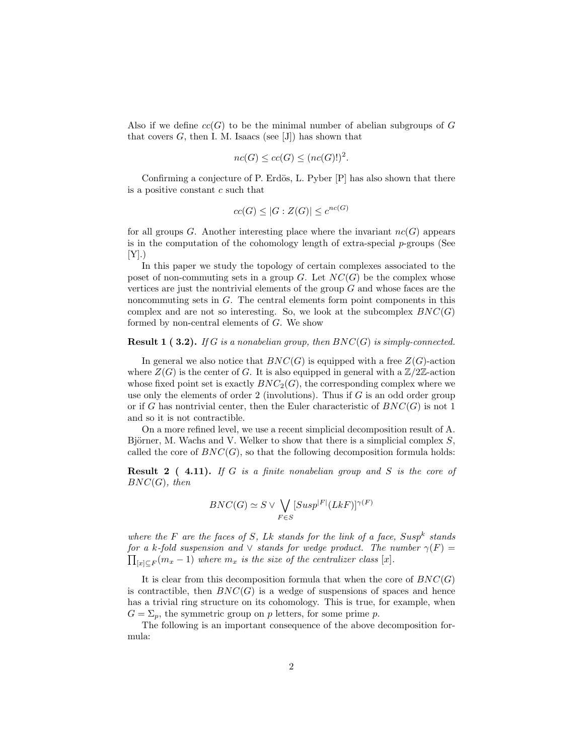Also if we define $cc(G)$ to be the minimal number of abelian subgroups of $G$ that covers $G$, then I. M. Isaacs (see [J]) has shown that

$$nc(G) \leq cc(G) \leq (nc(G)!)^2.$$

Confirming a conjecture of P. Erdös, L. Pyber [P] has also shown that there is a positive constant $c$ such that

$$cc(G) \leq |G : Z(G)| \leq c^{nc(G)}$$

for all groups $G$. Another interesting place where the invariant $nc(G)$ appears is in the computation of the cohomology length of extra-special $p$-groups (See [Y].)

In this paper we study the topology of certain complexes associated to the poset of non-commuting sets in a group $G$. Let $NC(G)$ be the complex whose vertices are just the nontrivial elements of the group $G$ and whose faces are the noncommuting sets in $G$. The central elements form point components in this complex and are not so interesting. So, we look at the subcomplex $BNC(G)$ formed by non-central elements of $G$. We show

**Result 1 ( 3.2).** *If $G$ is a nonabelian group, then $BNC(G)$ is simply-connected.*

In general we also notice that $BNC(G)$ is equipped with a free $Z(G)$-action where $Z(G)$ is the center of $G$. It is also equipped in general with a $\mathbb{Z}/2\mathbb{Z}$-action whose fixed point set is exactly $BNC_2(G)$, the corresponding complex where we use only the elements of order 2 (involutions). Thus if $G$ is an odd order group or if $G$ has nontrivial center, then the Euler characteristic of $BNC(G)$ is not 1 and so it is not contractible.

On a more refined level, we use a recent simplicial decomposition result of A. Björner, M. Wachs and V. Welker to show that there is a simplicial complex $S$, called the core of $BNC(G)$, so that the following decomposition formula holds:

**Result 2 ( 4.11).** *If $G$ is a finite nonabelian group and $S$ is the core of $BNC(G)$, then*

$$BNC(G) \simeq S \vee \bigvee_{F \in S} [Susp^{|F|}(LkF)]^{\gamma(F)}$$

*where the $F$ are the faces of $S$, $Lk$ stands for the link of a face, $Susp^k$ stands for a $k$-fold suspension and $\vee$ stands for wedge product. The number $\gamma(F) = \prod_{[x] \subseteq F}(m_x - 1)$ where $m_x$ is the size of the centralizer class $[x]$.*

It is clear from this decomposition formula that when the core of $BNC(G)$ is contractible, then $BNC(G)$ is a wedge of suspensions of spaces and hence has a trivial ring structure on its cohomology. This is true, for example, when $G = \Sigma_p$, the symmetric group on $p$ letters, for some prime $p$.

The following is an important consequence of the above decomposition formula: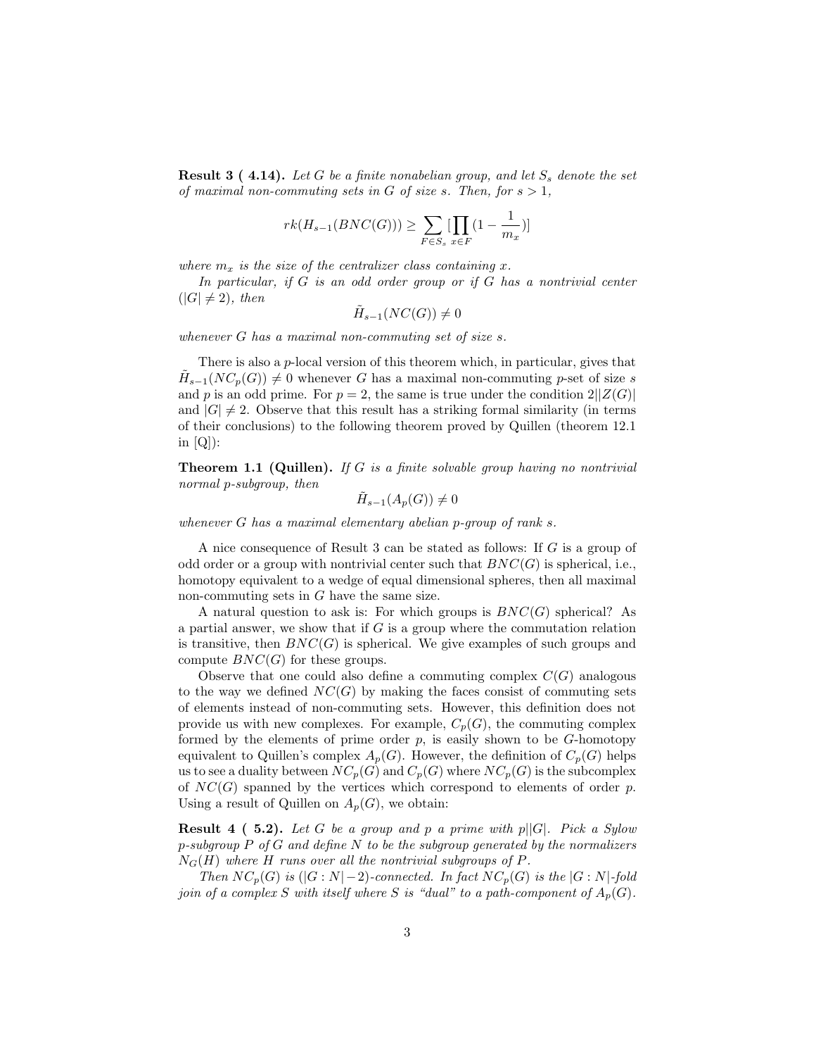**Result 3 ( 4.14).** *Let $G$ be a finite nonabelian group, and let $S_s$ denote the set of maximal non-commuting sets in $G$ of size $s$. Then, for $s > 1$,*

$$rk(H_{s-1}(BNC(G))) \geq \sum_{F \in S_s} [\prod_{x \in F} (1 - \frac{1}{m_x})]$$

*where $m_x$ is the size of the centralizer class containing $x$.*

*In particular, if $G$ is an odd order group or if $G$ has a nontrivial center ($|G| \neq 2$), then*

$$\tilde{H}_{s-1}(NC(G)) \neq 0$$

*whenever $G$ has a maximal non-commuting set of size $s$.*

There is also a $p$-local version of this theorem which, in particular, gives that $\tilde{H}_{s-1}(NC_p(G)) \neq 0$ whenever $G$ has a maximal non-commuting $p$-set of size $s$ and $p$ is an odd prime. For $p = 2$, the same is true under the condition $2||Z(G)|$ and $|G| \neq 2$. Observe that this result has a striking formal similarity (in terms of their conclusions) to the following theorem proved by Quillen (theorem 12.1 in [Q]):

**Theorem 1.1 (Quillen).** *If $G$ is a finite solvable group having no nontrivial normal $p$-subgroup, then*

$$\tilde{H}_{s-1}(A_p(G)) \neq 0$$

*whenever $G$ has a maximal elementary abelian $p$-group of rank $s$.*

A nice consequence of Result 3 can be stated as follows: If $G$ is a group of odd order or a group with nontrivial center such that $BNC(G)$ is spherical, i.e., homotopy equivalent to a wedge of equal dimensional spheres, then all maximal non-commuting sets in $G$ have the same size.

A natural question to ask is: For which groups is $BNC(G)$ spherical? As a partial answer, we show that if $G$ is a group where the commutation relation is transitive, then $BNC(G)$ is spherical. We give examples of such groups and compute $BNC(G)$ for these groups.

Observe that one could also define a commuting complex $C(G)$ analogous to the way we defined $NC(G)$ by making the faces consist of commuting sets of elements instead of non-commuting sets. However, this definition does not provide us with new complexes. For example, $C_p(G)$, the commuting complex formed by the elements of prime order $p$, is easily shown to be $G$-homotopy equivalent to Quillen's complex $A_p(G)$. However, the definition of $C_p(G)$ helps us to see a duality between $NC_p(G)$ and $C_p(G)$ where $NC_p(G)$ is the subcomplex of $NC(G)$ spanned by the vertices which correspond to elements of order $p$. Using a result of Quillen on $A_p(G)$, we obtain:

**Result 4 ( 5.2).** *Let $G$ be a group and $p$ a prime with $p||G|$. Pick a Sylow $p$-subgroup $P$ of $G$ and define $N$ to be the subgroup generated by the normalizers $N_G(H)$ where $H$ runs over all the nontrivial subgroups of $P$.*

*Then $NC_p(G)$ is $(|G : N|-2)$-connected. In fact $NC_p(G)$ is the $|G : N|$-fold join of a complex $S$ with itself where $S$ is "dual" to a path-component of $A_p(G)$.*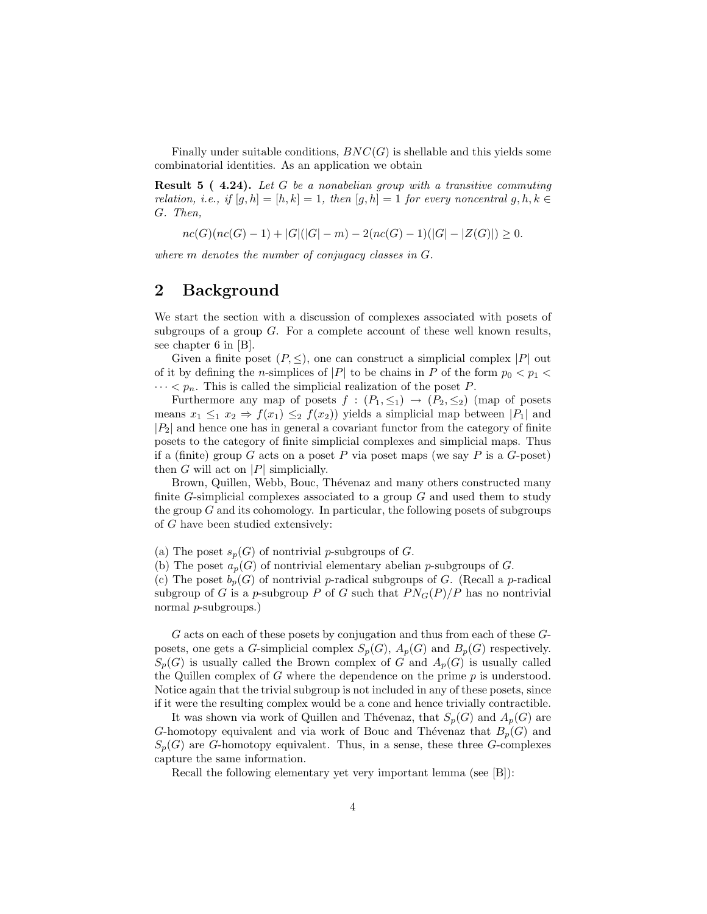Finally under suitable conditions, $BNC(G)$ is shellable and this yields some combinatorial identities. As an application we obtain

**Result 5 ( 4.24).** *Let $G$ be a nonabelian group with a transitive commuting relation, i.e., if $[g,h] = [h,k] = 1$, then $[g,h] = 1$ for every noncentral $g, h, k \in G$. Then,*

$$nc(G)(nc(G)-1) + |G|(|G|-m) - 2(nc(G)-1)(|G|-|Z(G)|) \geq 0.$$

*where $m$ denotes the number of conjugacy classes in $G$.*

## 2 Background

We start the section with a discussion of complexes associated with posets of subgroups of a group $G$. For a complete account of these well known results, see chapter 6 in [B].

Given a finite poset $(P, \leq)$, one can construct a simplicial complex $|P|$ out of it by defining the $n$-simplices of $|P|$ to be chains in $P$ of the form $p_0 < p_1 < \cdots < p_n$. This is called the simplicial realization of the poset $P$.

Furthermore any map of posets $f : (P_1, \leq_1) \to (P_2, \leq_2)$ (map of posets means $x_1 \leq_1 x_2 \Rightarrow f(x_1) \leq_2 f(x_2)$) yields a simplicial map between $|P_1|$ and $|P_2|$ and hence one has in general a covariant functor from the category of finite posets to the category of finite simplicial complexes and simplicial maps. Thus if a (finite) group $G$ acts on a poset $P$ via poset maps (we say $P$ is a $G$-poset) then $G$ will act on $|P|$ simplicially.

Brown, Quillen, Webb, Bouc, Thévenaz and many others constructed many finite $G$-simplicial complexes associated to a group $G$ and used them to study the group $G$ and its cohomology. In particular, the following posets of subgroups of $G$ have been studied extensively:

(a) The poset $s_p(G)$ of nontrivial $p$-subgroups of $G$.
(b) The poset $a_p(G)$ of nontrivial elementary abelian $p$-subgroups of $G$.
(c) The poset $b_p(G)$ of nontrivial $p$-radical subgroups of $G$. (Recall a $p$-radical subgroup of $G$ is a $p$-subgroup $P$ of $G$ such that $PN_G(P)/P$ has no nontrivial normal $p$-subgroups.)

$G$ acts on each of these posets by conjugation and thus from each of these $G$-posets, one gets a $G$-simplicial complex $S_p(G)$, $A_p(G)$ and $B_p(G)$ respectively. $S_p(G)$ is usually called the Brown complex of $G$ and $A_p(G)$ is usually called the Quillen complex of $G$ where the dependence on the prime $p$ is understood. Notice again that the trivial subgroup is not included in any of these posets, since if it were the resulting complex would be a cone and hence trivially contractible.

It was shown via work of Quillen and Thévenaz, that $S_p(G)$ and $A_p(G)$ are $G$-homotopy equivalent and via work of Bouc and Thévenaz that $B_p(G)$ and $S_p(G)$ are $G$-homotopy equivalent. Thus, in a sense, these three $G$-complexes capture the same information.

Recall the following elementary yet very important lemma (see [B]):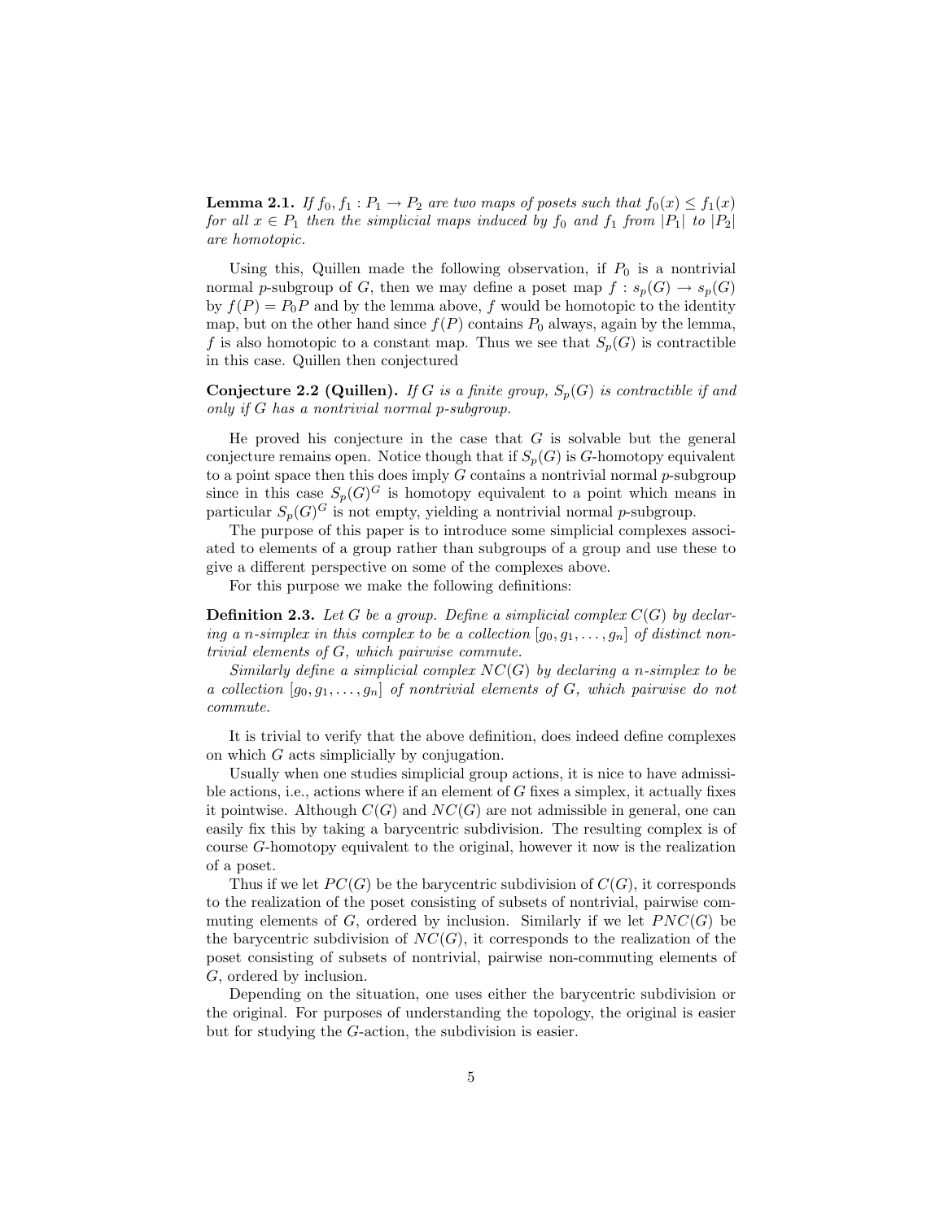**Lemma 2.1.** *If $f_0, f_1 : P_1 \to P_2$ are two maps of posets such that $f_0(x) \leq f_1(x)$ for all $x \in P_1$ then the simplicial maps induced by $f_0$ and $f_1$ from $|P_1|$ to $|P_2|$ are homotopic.*

Using this, Quillen made the following observation, if $P_0$ is a nontrivial normal $p$-subgroup of $G$, then we may define a poset map $f : s_p(G) \to s_p(G)$ by $f(P) = P_0P$ and by the lemma above, $f$ would be homotopic to the identity map, but on the other hand since $f(P)$ contains $P_0$ always, again by the lemma, $f$ is also homotopic to a constant map. Thus we see that $S_p(G)$ is contractible in this case. Quillen then conjectured

**Conjecture 2.2 (Quillen).** *If $G$ is a finite group, $S_p(G)$ is contractible if and only if $G$ has a nontrivial normal $p$-subgroup.*

He proved his conjecture in the case that $G$ is solvable but the general conjecture remains open. Notice though that if $S_p(G)$ is $G$-homotopy equivalent to a point space then this does imply $G$ contains a nontrivial normal $p$-subgroup since in this case $S_p(G)^G$ is homotopy equivalent to a point which means in particular $S_p(G)^G$ is not empty, yielding a nontrivial normal $p$-subgroup.

The purpose of this paper is to introduce some simplicial complexes associated to elements of a group rather than subgroups of a group and use these to give a different perspective on some of the complexes above.

For this purpose we make the following definitions:

**Definition 2.3.** *Let $G$ be a group. Define a simplicial complex $C(G)$ by declaring a $n$-simplex in this complex to be a collection $[g_0, g_1, \ldots, g_n]$ of distinct nontrivial elements of $G$, which pairwise commute.*

*Similarly define a simplicial complex $NC(G)$ by declaring a $n$-simplex to be a collection $[g_0, g_1, \ldots, g_n]$ of nontrivial elements of $G$, which pairwise do not commute.*

It is trivial to verify that the above definition, does indeed define complexes on which $G$ acts simplicially by conjugation.

Usually when one studies simplicial group actions, it is nice to have admissible actions, i.e., actions where if an element of $G$ fixes a simplex, it actually fixes it pointwise. Although $C(G)$ and $NC(G)$ are not admissible in general, one can easily fix this by taking a barycentric subdivision. The resulting complex is of course $G$-homotopy equivalent to the original, however it now is the realization of a poset.

Thus if we let $PC(G)$ be the barycentric subdivision of $C(G)$, it corresponds to the realization of the poset consisting of subsets of nontrivial, pairwise commuting elements of $G$, ordered by inclusion. Similarly if we let $PNC(G)$ be the barycentric subdivision of $NC(G)$, it corresponds to the realization of the poset consisting of subsets of nontrivial, pairwise non-commuting elements of $G$, ordered by inclusion.

Depending on the situation, one uses either the barycentric subdivision or the original. For purposes of understanding the topology, the original is easier but for studying the $G$-action, the subdivision is easier.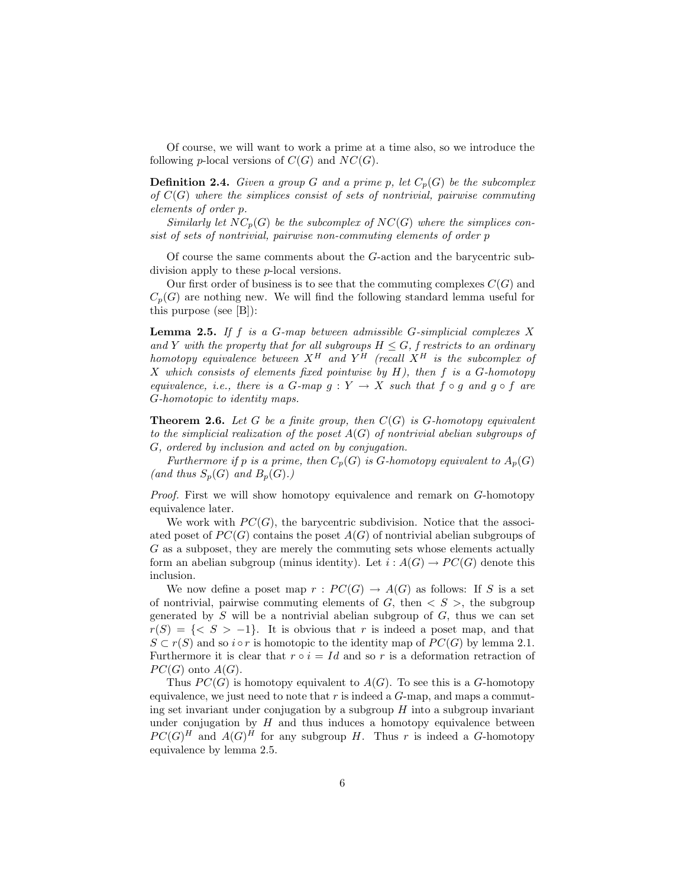Of course, we will want to work a prime at a time also, so we introduce the following $p$-local versions of $C(G)$ and $NC(G)$.

**Definition 2.4.** *Given a group $G$ and a prime $p$, let $C_p(G)$ be the subcomplex of $C(G)$ where the simplices consist of sets of nontrivial, pairwise commuting elements of order $p$.*

*Similarly let $NC_p(G)$ be the subcomplex of $NC(G)$ where the simplices consist of sets of nontrivial, pairwise non-commuting elements of order $p$*

Of course the same comments about the $G$-action and the barycentric subdivision apply to these $p$-local versions.

Our first order of business is to see that the commuting complexes $C(G)$ and $C_p(G)$ are nothing new. We will find the following standard lemma useful for this purpose (see [B]):

**Lemma 2.5.** *If $f$ is a $G$-map between admissible $G$-simplicial complexes $X$ and $Y$ with the property that for all subgroups $H \leq G$, $f$ restricts to an ordinary homotopy equivalence between $X^H$ and $Y^H$ (recall $X^H$ is the subcomplex of $X$ which consists of elements fixed pointwise by $H$), then $f$ is a $G$-homotopy equivalence, i.e., there is a $G$-map $g : Y \to X$ such that $f \circ g$ and $g \circ f$ are $G$-homotopic to identity maps.*

**Theorem 2.6.** *Let $G$ be a finite group, then $C(G)$ is $G$-homotopy equivalent to the simplicial realization of the poset $A(G)$ of nontrivial abelian subgroups of $G$, ordered by inclusion and acted on by conjugation.*

*Furthermore if $p$ is a prime, then $C_p(G)$ is $G$-homotopy equivalent to $A_p(G)$ (and thus $S_p(G)$ and $B_p(G)$.)*

*Proof.* First we will show homotopy equivalence and remark on $G$-homotopy equivalence later.

We work with $PC(G)$, the barycentric subdivision. Notice that the associated poset of $PC(G)$ contains the poset $A(G)$ of nontrivial abelian subgroups of $G$ as a subposet, they are merely the commuting sets whose elements actually form an abelian subgroup (minus identity). Let $i : A(G) \to PC(G)$ denote this inclusion.

We now define a poset map $r : PC(G) \to A(G)$ as follows: If $S$ is a set of nontrivial, pairwise commuting elements of $G$, then $< S >$, the subgroup generated by $S$ will be a nontrivial abelian subgroup of $G$, thus we can set $r(S) = \{< S > -1\}$. It is obvious that $r$ is indeed a poset map, and that $S \subset r(S)$ and so $i \circ r$ is homotopic to the identity map of $PC(G)$ by lemma 2.1. Furthermore it is clear that $r \circ i = Id$ and so $r$ is a deformation retraction of $PC(G)$ onto $A(G)$.

Thus $PC(G)$ is homotopy equivalent to $A(G)$. To see this is a $G$-homotopy equivalence, we just need to note that $r$ is indeed a $G$-map, and maps a commuting set invariant under conjugation by a subgroup $H$ into a subgroup invariant under conjugation by $H$ and thus induces a homotopy equivalence between $PC(G)^H$ and $A(G)^H$ for any subgroup $H$. Thus $r$ is indeed a $G$-homotopy equivalence by lemma 2.5.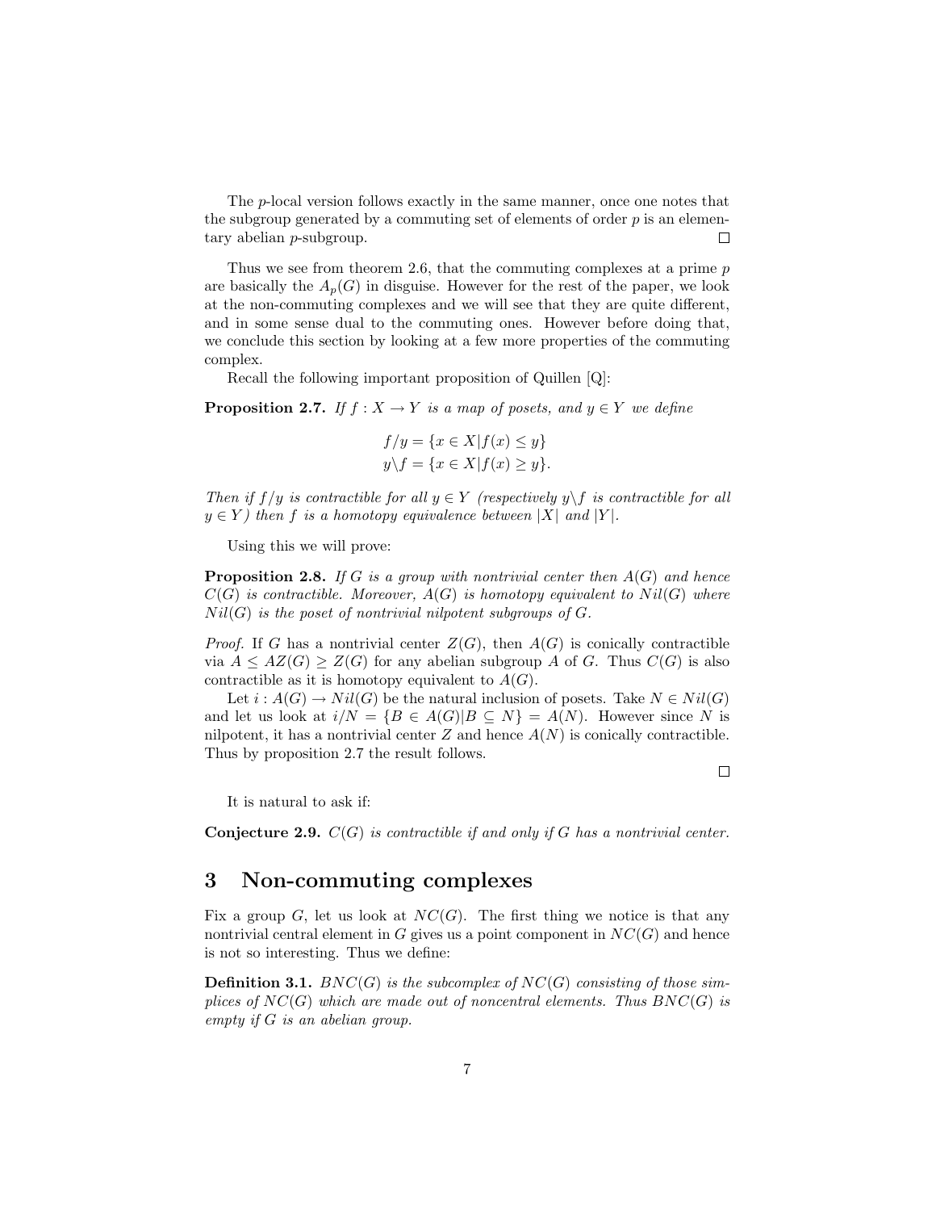The $p$-local version follows exactly in the same manner, once one notes that the subgroup generated by a commuting set of elements of order $p$ is an elementary abelian $p$-subgroup. ☐

Thus we see from theorem 2.6, that the commuting complexes at a prime $p$ are basically the $A_p(G)$ in disguise. However for the rest of the paper, we look at the non-commuting complexes and we will see that they are quite different, and in some sense dual to the commuting ones. However before doing that, we conclude this section by looking at a few more properties of the commuting complex.

Recall the following important proposition of Quillen [Q]:

**Proposition 2.7.** *If $f : X \to Y$ is a map of posets, and $y \in Y$ we define*

$$f/y = \{x \in X | f(x) \leq y\}$$
$$y\backslash f = \{x \in X | f(x) \geq y\}.$$

*Then if $f/y$ is contractible for all $y \in Y$ (respectively $y\backslash f$ is contractible for all $y \in Y$) then $f$ is a homotopy equivalence between $|X|$ and $|Y|$.*

Using this we will prove:

**Proposition 2.8.** *If $G$ is a group with nontrivial center then $A(G)$ and hence $C(G)$ is contractible. Moreover, $A(G)$ is homotopy equivalent to $Nil(G)$ where $Nil(G)$ is the poset of nontrivial nilpotent subgroups of $G$.*

*Proof.* If $G$ has a nontrivial center $Z(G)$, then $A(G)$ is conically contractible via $A \leq AZ(G) \geq Z(G)$ for any abelian subgroup $A$ of $G$. Thus $C(G)$ is also contractible as it is homotopy equivalent to $A(G)$.

Let $i : A(G) \to Nil(G)$ be the natural inclusion of posets. Take $N \in Nil(G)$ and let us look at $i/N = \{B \in A(G) | B \subseteq N\} = A(N)$. However since $N$ is nilpotent, it has a nontrivial center $Z$ and hence $A(N)$ is conically contractible. Thus by proposition 2.7 the result follows. ☐

It is natural to ask if:

**Conjecture 2.9.** *$C(G)$ is contractible if and only if $G$ has a nontrivial center.*

# 3 Non-commuting complexes

Fix a group $G$, let us look at $NC(G)$. The first thing we notice is that any nontrivial central element in $G$ gives us a point component in $NC(G)$ and hence is not so interesting. Thus we define:

**Definition 3.1.** *$BNC(G)$ is the subcomplex of $NC(G)$ consisting of those simplices of $NC(G)$ which are made out of noncentral elements. Thus $BNC(G)$ is empty if $G$ is an abelian group.*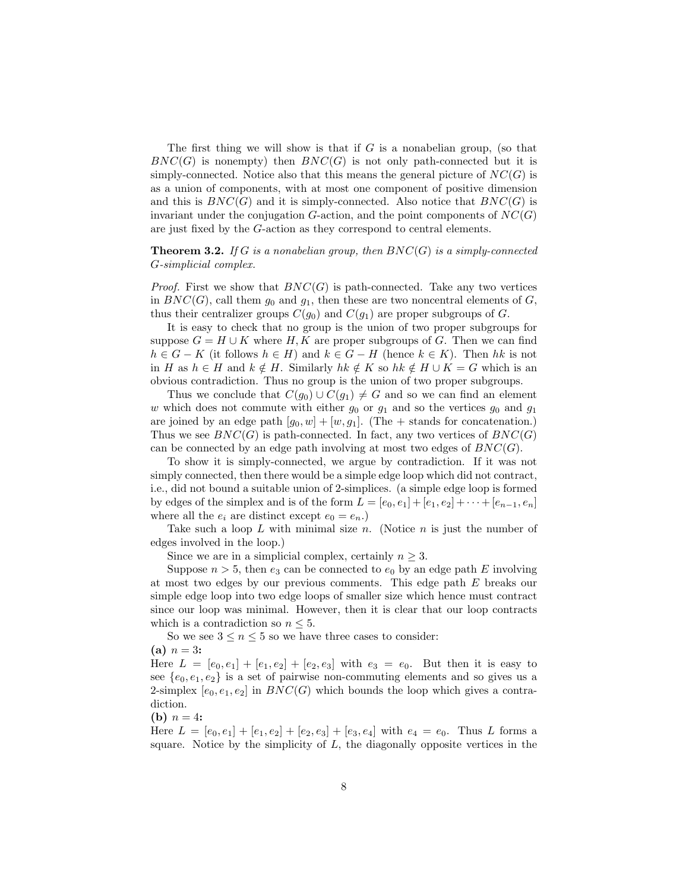The first thing we will show is that if $G$ is a nonabelian group, (so that $BNC(G)$ is nonempty) then $BNC(G)$ is not only path-connected but it is simply-connected. Notice also that this means the general picture of $NC(G)$ is as a union of components, with at most one component of positive dimension and this is $BNC(G)$ and it is simply-connected. Also notice that $BNC(G)$ is invariant under the conjugation $G$-action, and the point components of $NC(G)$ are just fixed by the $G$-action as they correspond to central elements.

**Theorem 3.2.** *If $G$ is a nonabelian group, then $BNC(G)$ is a simply-connected $G$-simplicial complex.*

*Proof.* First we show that $BNC(G)$ is path-connected. Take any two vertices in $BNC(G)$, call them $g_0$ and $g_1$, then these are two noncentral elements of $G$, thus their centralizer groups $C(g_0)$ and $C(g_1)$ are proper subgroups of $G$.

It is easy to check that no group is the union of two proper subgroups for suppose $G = H \cup K$ where $H, K$ are proper subgroups of $G$. Then we can find $h \in G - K$ (it follows $h \in H$) and $k \in G - H$ (hence $k \in K$). Then $hk$ is not in $H$ as $h \in H$ and $k \notin H$. Similarly $hk \notin K$ so $hk \notin H \cup K = G$ which is an obvious contradiction. Thus no group is the union of two proper subgroups.

Thus we conclude that $C(g_0) \cup C(g_1) \neq G$ and so we can find an element $w$ which does not commute with either $g_0$ or $g_1$ and so the vertices $g_0$ and $g_1$ are joined by an edge path $[g_0, w] + [w, g_1]$. (The + stands for concatenation.) Thus we see $BNC(G)$ is path-connected. In fact, any two vertices of $BNC(G)$ can be connected by an edge path involving at most two edges of $BNC(G)$.

To show it is simply-connected, we argue by contradiction. If it was not simply connected, then there would be a simple edge loop which did not contract, i.e., did not bound a suitable union of 2-simplices. (a simple edge loop is formed by edges of the simplex and is of the form $L = [e_0, e_1] + [e_1, e_2] + \cdots + [e_{n-1}, e_n]$ where all the $e_i$ are distinct except $e_0 = e_n$.)

Take such a loop $L$ with minimal size $n$. (Notice $n$ is just the number of edges involved in the loop.)

Since we are in a simplicial complex, certainly $n \geq 3$.

Suppose $n > 5$, then $e_3$ can be connected to $e_0$ by an edge path $E$ involving at most two edges by our previous comments. This edge path $E$ breaks our simple edge loop into two edge loops of smaller size which hence must contract since our loop was minimal. However, then it is clear that our loop contracts which is a contradiction so $n \leq 5$.

So we see $3 \leq n \leq 5$ so we have three cases to consider:

**(a)** $n = 3$**:**
Here $L = [e_0, e_1] + [e_1, e_2] + [e_2, e_3]$ with $e_3 = e_0$. But then it is easy to see $\{e_0, e_1, e_2\}$ is a set of pairwise non-commuting elements and so gives us a 2-simplex $[e_0, e_1, e_2]$ in $BNC(G)$ which bounds the loop which gives a contradiction.

**(b)** $n = 4$**:**
Here $L = [e_0, e_1] + [e_1, e_2] + [e_2, e_3] + [e_3, e_4]$ with $e_4 = e_0$. Thus $L$ forms a square. Notice by the simplicity of $L$, the diagonally opposite vertices in the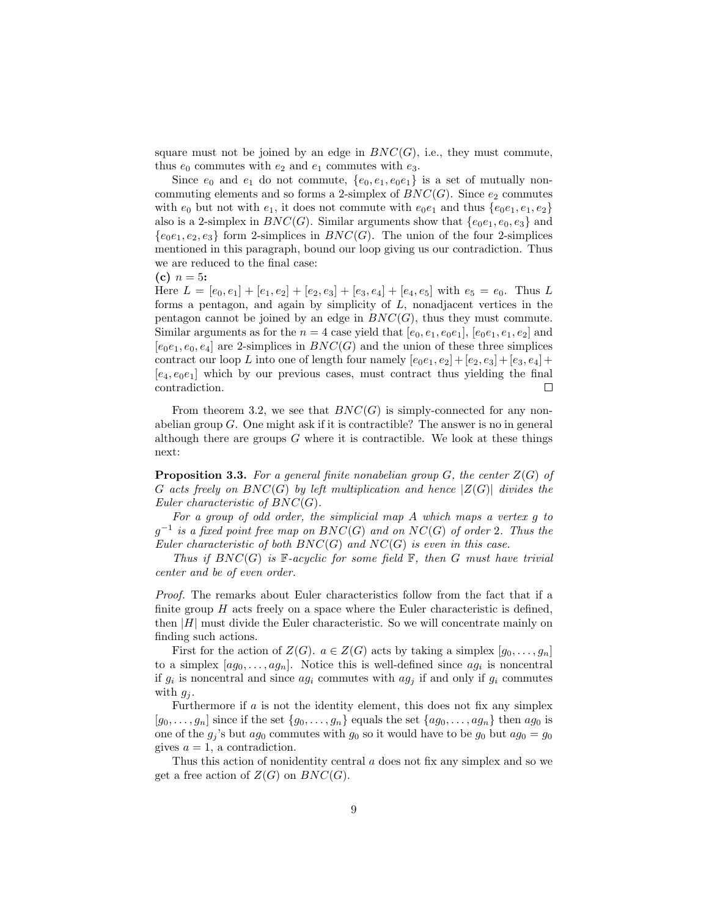square must not be joined by an edge in $BNC(G)$, i.e., they must commute, thus $e_0$ commutes with $e_2$ and $e_1$ commutes with $e_3$.

Since $e_0$ and $e_1$ do not commute, $\{e_0, e_1, e_0e_1\}$ is a set of mutually non-commuting elements and so forms a 2-simplex of $BNC(G)$. Since $e_2$ commutes with $e_0$ but not with $e_1$, it does not commute with $e_0e_1$ and thus $\{e_0e_1, e_1, e_2\}$ also is a 2-simplex in $BNC(G)$. Similar arguments show that $\{e_0e_1, e_0, e_3\}$ and $\{e_0e_1, e_2, e_3\}$ form 2-simplices in $BNC(G)$. The union of the four 2-simplices mentioned in this paragraph, bound our loop giving us our contradiction. Thus we are reduced to the final case:

**(c)** $n = 5$**:**
Here $L = [e_0, e_1] + [e_1, e_2] + [e_2, e_3] + [e_3, e_4] + [e_4, e_5]$ with $e_5 = e_0$. Thus $L$ forms a pentagon, and again by simplicity of $L$, nonadjacent vertices in the pentagon cannot be joined by an edge in $BNC(G)$, thus they must commute. Similar arguments as for the $n = 4$ case yield that $[e_0, e_1, e_0e_1]$, $[e_0e_1, e_1, e_2]$ and $[e_0e_1, e_0, e_4]$ are 2-simplices in $BNC(G)$ and the union of these three simplices contract our loop $L$ into one of length four namely $[e_0e_1, e_2] + [e_2, e_3] + [e_3, e_4] + [e_4, e_0e_1]$ which by our previous cases, must contract thus yielding the final contradiction. □

From theorem 3.2, we see that $BNC(G)$ is simply-connected for any non-abelian group $G$. One might ask if it is contractible? The answer is no in general although there are groups $G$ where it is contractible. We look at these things next:

**Proposition 3.3.** *For a general finite nonabelian group $G$, the center $Z(G)$ of $G$ acts freely on $BNC(G)$ by left multiplication and hence $|Z(G)|$ divides the Euler characteristic of $BNC(G)$.*

*For a group of odd order, the simplicial map $A$ which maps a vertex $g$ to $g^{-1}$ is a fixed point free map on $BNC(G)$ and on $NC(G)$ of order 2. Thus the Euler characteristic of both $BNC(G)$ and $NC(G)$ is even in this case.*

*Thus if $BNC(G)$ is $\mathbb{F}$-acyclic for some field $\mathbb{F}$, then $G$ must have trivial center and be of even order.*

*Proof.* The remarks about Euler characteristics follow from the fact that if a finite group $H$ acts freely on a space where the Euler characteristic is defined, then $|H|$ must divide the Euler characteristic. So we will concentrate mainly on finding such actions.

First for the action of $Z(G)$. $a \in Z(G)$ acts by taking a simplex $[g_0, \dots, g_n]$ to a simplex $[ag_0, \dots, ag_n]$. Notice this is well-defined since $ag_i$ is noncentral if $g_i$ is noncentral and since $ag_i$ commutes with $ag_j$ if and only if $g_i$ commutes with $g_j$.

Furthermore if $a$ is not the identity element, this does not fix any simplex $[g_0, \dots, g_n]$ since if the set $\{g_0, \dots, g_n\}$ equals the set $\{ag_0, \dots, ag_n\}$ then $ag_0$ is one of the $g_j$'s but $ag_0$ commutes with $g_0$ so it would have to be $g_0$ but $ag_0 = g_0$ gives $a = 1$, a contradiction.

Thus this action of nonidentity central $a$ does not fix any simplex and so we get a free action of $Z(G)$ on $BNC(G)$.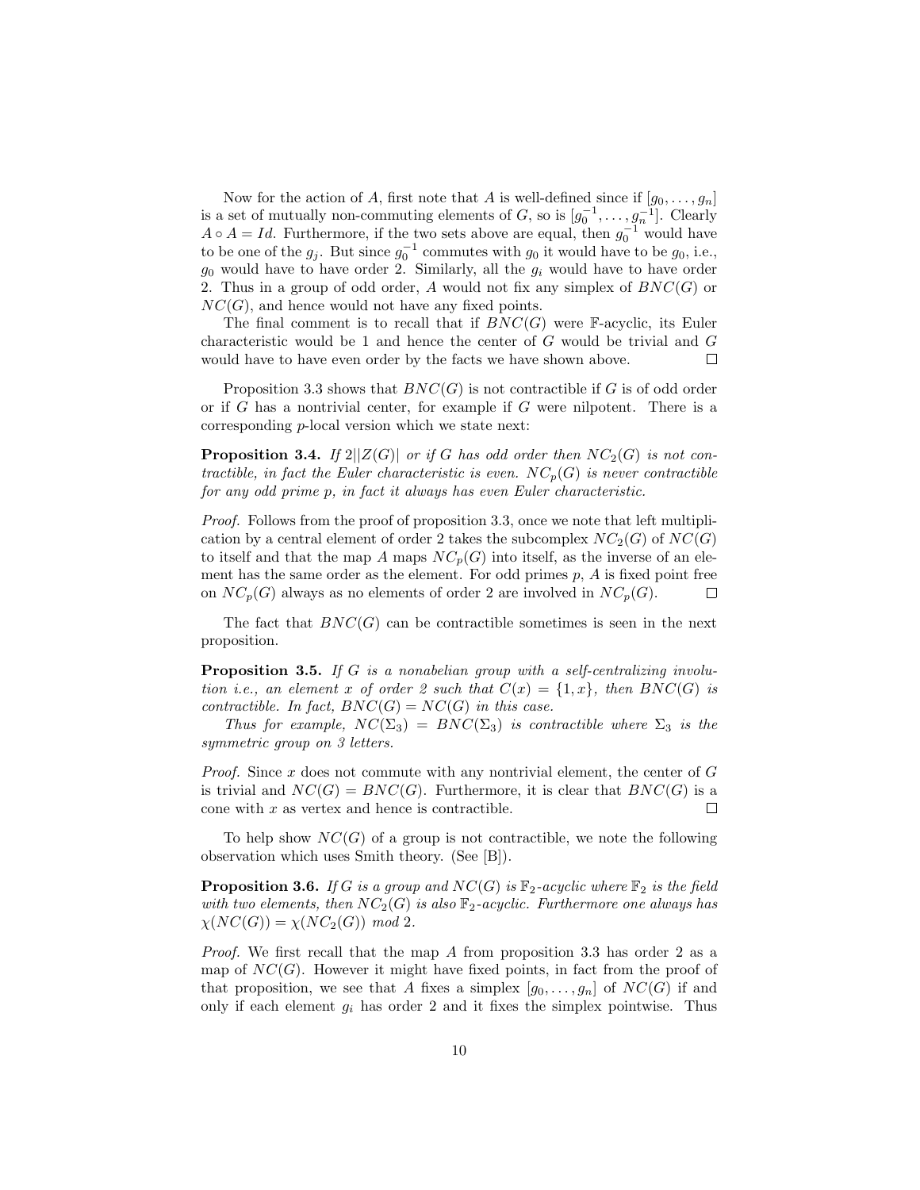Now for the action of $A$, first note that $A$ is well-defined since if $[g_0, \ldots, g_n]$ is a set of mutually non-commuting elements of $G$, so is $[g_0^{-1}, \ldots, g_n^{-1}]$. Clearly $A \circ A = Id$. Furthermore, if the two sets above are equal, then $g_0^{-1}$ would have to be one of the $g_j$. But since $g_0^{-1}$ commutes with $g_0$ it would have to be $g_0$, i.e., $g_0$ would have to have order 2. Similarly, all the $g_i$ would have to have order 2. Thus in a group of odd order, $A$ would not fix any simplex of $BNC(G)$ or $NC(G)$, and hence would not have any fixed points.

The final comment is to recall that if $BNC(G)$ were $\mathbb{F}$-acyclic, its Euler characteristic would be 1 and hence the center of $G$ would be trivial and $G$ would have to have even order by the facts we have shown above. □

Proposition 3.3 shows that $BNC(G)$ is not contractible if $G$ is of odd order or if $G$ has a nontrivial center, for example if $G$ were nilpotent. There is a corresponding $p$-local version which we state next:

**Proposition 3.4.** *If $2||Z(G)|$ or if $G$ has odd order then $NC_2(G)$ is not contractible, in fact the Euler characteristic is even. $NC_p(G)$ is never contractible for any odd prime $p$, in fact it always has even Euler characteristic.*

*Proof.* Follows from the proof of proposition 3.3, once we note that left multiplication by a central element of order 2 takes the subcomplex $NC_2(G)$ of $NC(G)$ to itself and that the map $A$ maps $NC_p(G)$ into itself, as the inverse of an element has the same order as the element. For odd primes $p$, $A$ is fixed point free on $NC_p(G)$ always as no elements of order 2 are involved in $NC_p(G)$. □

The fact that $BNC(G)$ can be contractible sometimes is seen in the next proposition.

**Proposition 3.5.** *If $G$ is a nonabelian group with a self-centralizing involution i.e., an element $x$ of order 2 such that $C(x) = \{1, x\}$, then $BNC(G)$ is contractible. In fact, $BNC(G) = NC(G)$ in this case.*

*Thus for example, $NC(\Sigma_3) = BNC(\Sigma_3)$ is contractible where $\Sigma_3$ is the symmetric group on 3 letters.*

*Proof.* Since $x$ does not commute with any nontrivial element, the center of $G$ is trivial and $NC(G) = BNC(G)$. Furthermore, it is clear that $BNC(G)$ is a cone with $x$ as vertex and hence is contractible. □

To help show $NC(G)$ of a group is not contractible, we note the following observation which uses Smith theory. (See [B]).

**Proposition 3.6.** *If $G$ is a group and $NC(G)$ is $\mathbb{F}_2$-acyclic where $\mathbb{F}_2$ is the field with two elements, then $NC_2(G)$ is also $\mathbb{F}_2$-acyclic. Furthermore one always has $\chi(NC(G)) = \chi(NC_2(G))$ mod 2.*

*Proof.* We first recall that the map $A$ from proposition 3.3 has order 2 as a map of $NC(G)$. However it might have fixed points, in fact from the proof of that proposition, we see that $A$ fixes a simplex $[g_0, \ldots, g_n]$ of $NC(G)$ if and only if each element $g_i$ has order 2 and it fixes the simplex pointwise. Thus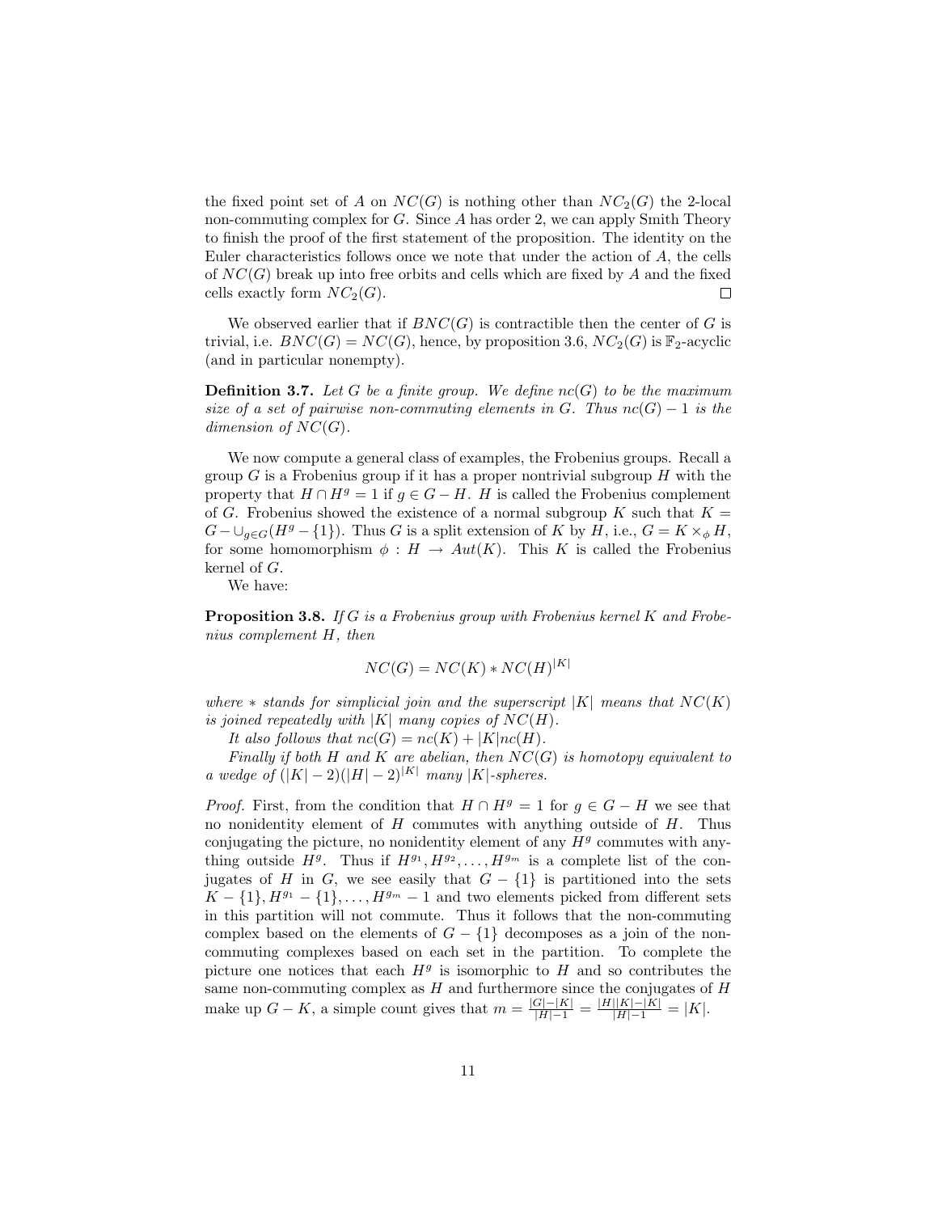the fixed point set of $A$ on $NC(G)$ is nothing other than $NC_2(G)$ the 2-local non-commuting complex for $G$. Since $A$ has order 2, we can apply Smith Theory to finish the proof of the first statement of the proposition. The identity on the Euler characteristics follows once we note that under the action of $A$, the cells of $NC(G)$ break up into free orbits and cells which are fixed by $A$ and the fixed cells exactly form $NC_2(G)$. ◻

We observed earlier that if $BNC(G)$ is contractible then the center of $G$ is trivial, i.e. $BNC(G) = NC(G)$, hence, by proposition 3.6, $NC_2(G)$ is $\mathbb{F}_2$-acyclic (and in particular nonempty).

**Definition 3.7.** *Let $G$ be a finite group. We define $nc(G)$ to be the maximum size of a set of pairwise non-commuting elements in $G$. Thus $nc(G) - 1$ is the dimension of $NC(G)$.*

We now compute a general class of examples, the Frobenius groups. Recall a group $G$ is a Frobenius group if it has a proper nontrivial subgroup $H$ with the property that $H \cap H^g = 1$ if $g \in G - H$. $H$ is called the Frobenius complement of $G$. Frobenius showed the existence of a normal subgroup $K$ such that $K = G - \cup_{g \in G}(H^g - \{1\})$. Thus $G$ is a split extension of $K$ by $H$, i.e., $G = K \times_\phi H$, for some homomorphism $\phi : H \to Aut(K)$. This $K$ is called the Frobenius kernel of $G$.

We have:

**Proposition 3.8.** *If $G$ is a Frobenius group with Frobenius kernel $K$ and Frobenius complement $H$, then*

$$NC(G) = NC(K) * NC(H)^{|K|}$$

*where $*$ stands for simplicial join and the superscript $|K|$ means that $NC(K)$ is joined repeatedly with $|K|$ many copies of $NC(H)$.*

*It also follows that $nc(G) = nc(K) + |K|nc(H)$.*

*Finally if both $H$ and $K$ are abelian, then $NC(G)$ is homotopy equivalent to a wedge of $(|K| - 2)(|H| - 2)^{|K|}$ many $|K|$-spheres.*

*Proof.* First, from the condition that $H \cap H^g = 1$ for $g \in G - H$ we see that no nonidentity element of $H$ commutes with anything outside of $H$. Thus conjugating the picture, no nonidentity element of any $H^g$ commutes with anything outside $H^g$. Thus if $H^{g_1}, H^{g_2}, \ldots, H^{g_m}$ is a complete list of the conjugates of $H$ in $G$, we see easily that $G - \{1\}$ is partitioned into the sets $K - \{1\}, H^{g_1} - \{1\}, \ldots, H^{g_m} - 1$ and two elements picked from different sets in this partition will not commute. Thus it follows that the non-commuting complex based on the elements of $G - \{1\}$ decomposes as a join of the non-commuting complexes based on each set in the partition. To complete the picture one notices that each $H^g$ is isomorphic to $H$ and so contributes the same non-commuting complex as $H$ and furthermore since the conjugates of $H$ make up $G - K$, a simple count gives that $m = \frac{|G| - |K|}{|H| - 1} = \frac{|H||K| - |K|}{|H| - 1} = |K|$.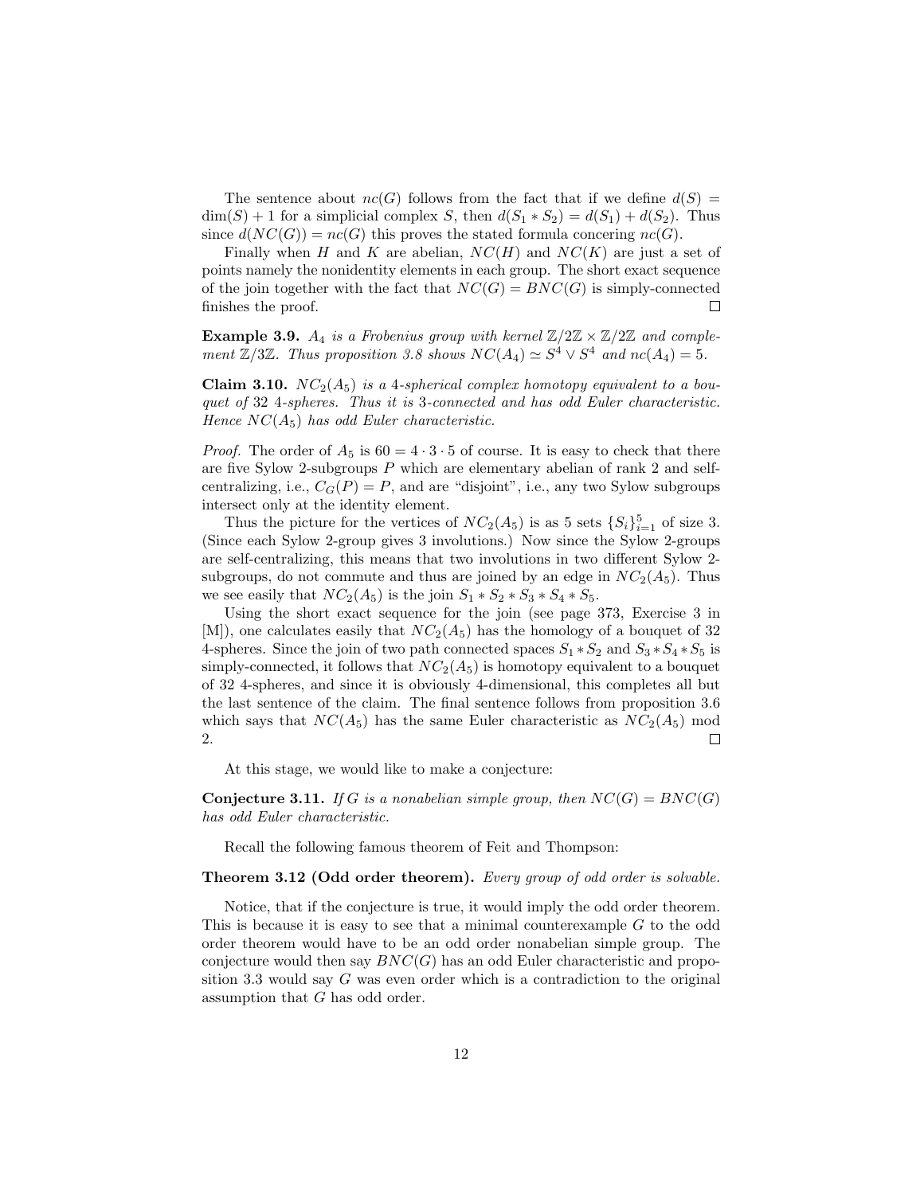The sentence about $nc(G)$ follows from the fact that if we define $d(S) = \dim(S) + 1$ for a simplicial complex $S$, then $d(S_1 * S_2) = d(S_1) + d(S_2)$. Thus since $d(NC(G)) = nc(G)$ this proves the stated formula concering $nc(G)$.

Finally when $H$ and $K$ are abelian, $NC(H)$ and $NC(K)$ are just a set of points namely the nonidentity elements in each group. The short exact sequence of the join together with the fact that $NC(G) = BNC(G)$ is simply-connected finishes the proof. □

**Example 3.9.** *$A_4$ is a Frobenius group with kernel $\mathbb{Z}/2\mathbb{Z} \times \mathbb{Z}/2\mathbb{Z}$ and complement $\mathbb{Z}/3\mathbb{Z}$. Thus proposition 3.8 shows $NC(A_4) \simeq S^4 \vee S^4$ and $nc(A_4) = 5$.*

**Claim 3.10.** *$NC_2(A_5)$ is a 4-spherical complex homotopy equivalent to a bouquet of 32 4-spheres. Thus it is 3-connected and has odd Euler characteristic. Hence $NC(A_5)$ has odd Euler characteristic.*

*Proof.* The order of $A_5$ is $60 = 4 \cdot 3 \cdot 5$ of course. It is easy to check that there are five Sylow 2-subgroups $P$ which are elementary abelian of rank 2 and self-centralizing, i.e., $C_G(P) = P$, and are "disjoint", i.e., any two Sylow subgroups intersect only at the identity element.

Thus the picture for the vertices of $NC_2(A_5)$ is as 5 sets $\{S_i\}_{i=1}^5$ of size 3. (Since each Sylow 2-group gives 3 involutions.) Now since the Sylow 2-groups are self-centralizing, this means that two involutions in two different Sylow 2-subgroups, do not commute and thus are joined by an edge in $NC_2(A_5)$. Thus we see easily that $NC_2(A_5)$ is the join $S_1 * S_2 * S_3 * S_4 * S_5$.

Using the short exact sequence for the join (see page 373, Exercise 3 in [M]), one calculates easily that $NC_2(A_5)$ has the homology of a bouquet of 32 4-spheres. Since the join of two path connected spaces $S_1 * S_2$ and $S_3 * S_4 * S_5$ is simply-connected, it follows that $NC_2(A_5)$ is homotopy equivalent to a bouquet of 32 4-spheres, and since it is obviously 4-dimensional, this completes all but the last sentence of the claim. The final sentence follows from proposition 3.6 which says that $NC(A_5)$ has the same Euler characteristic as $NC_2(A_5)$ mod 2. □

At this stage, we would like to make a conjecture:

**Conjecture 3.11.** *If $G$ is a nonabelian simple group, then $NC(G) = BNC(G)$ has odd Euler characteristic.*

Recall the following famous theorem of Feit and Thompson:

**Theorem 3.12 (Odd order theorem).** *Every group of odd order is solvable.*

Notice, that if the conjecture is true, it would imply the odd order theorem. This is because it is easy to see that a minimal counterexample $G$ to the odd order theorem would have to be an odd order nonabelian simple group. The conjecture would then say $BNC(G)$ has an odd Euler characteristic and proposition 3.3 would say $G$ was even order which is a contradiction to the original assumption that $G$ has odd order.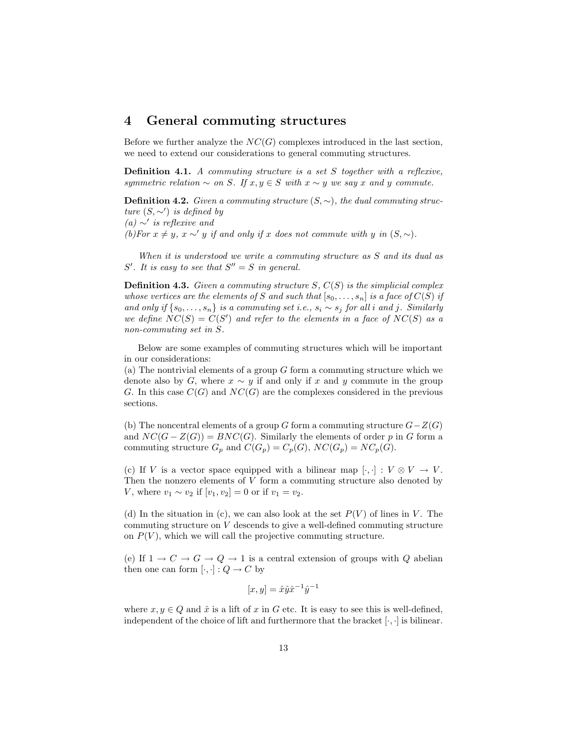## 4 General commuting structures

Before we further analyze the $NC(G)$ complexes introduced in the last section, we need to extend our considerations to general commuting structures.

**Definition 4.1.** *A commuting structure is a set $S$ together with a reflexive, symmetric relation $\sim$ on $S$. If $x, y \in S$ with $x \sim y$ we say $x$ and $y$ commute.*

**Definition 4.2.** *Given a commuting structure $(S, \sim)$, the dual commuting structure $(S, \sim')$ is defined by*
*(a) $\sim'$ is reflexive and*
*(b)For $x \neq y$, $x \sim' y$ if and only if $x$ does not commute with $y$ in $(S, \sim)$.*

*When it is understood we write a commuting structure as $S$ and its dual as $S'$. It is easy to see that $S'' = S$ in general.*

**Definition 4.3.** *Given a commuting structure $S$, $C(S)$ is the simplicial complex whose vertices are the elements of $S$ and such that $[s_0, \ldots, s_n]$ is a face of $C(S)$ if and only if $\{s_0, \ldots, s_n\}$ is a commuting set i.e., $s_i \sim s_j$ for all $i$ and $j$. Similarly we define $NC(S) = C(S')$ and refer to the elements in a face of $NC(S)$ as a non-commuting set in $S$.*

Below are some examples of commuting structures which will be important in our considerations:
(a) The nontrivial elements of a group $G$ form a commuting structure which we denote also by $G$, where $x \sim y$ if and only if $x$ and $y$ commute in the group $G$. In this case $C(G)$ and $NC(G)$ are the complexes considered in the previous sections.

(b) The noncentral elements of a group $G$ form a commuting structure $G - Z(G)$ and $NC(G - Z(G)) = BNC(G)$. Similarly the elements of order $p$ in $G$ form a commuting structure $G_p$ and $C(G_p) = C_p(G)$, $NC(G_p) = NC_p(G)$.

(c) If $V$ is a vector space equipped with a bilinear map $[\cdot, \cdot] : V \otimes V \to V$. Then the nonzero elements of $V$ form a commuting structure also denoted by $V$, where $v_1 \sim v_2$ if $[v_1, v_2] = 0$ or if $v_1 = v_2$.

(d) In the situation in (c), we can also look at the set $P(V)$ of lines in $V$. The commuting structure on $V$ descends to give a well-defined commuting structure on $P(V)$, which we will call the projective commuting structure.

(e) If $1 \to C \to G \to Q \to 1$ is a central extension of groups with $Q$ abelian then one can form $[\cdot, \cdot] : Q \to C$ by

$$[x, y] = \hat{x}\hat{y}\hat{x}^{-1}\hat{y}^{-1}$$

where $x, y \in Q$ and $\hat{x}$ is a lift of $x$ in $G$ etc. It is easy to see this is well-defined, independent of the choice of lift and furthermore that the bracket $[\cdot, \cdot]$ is bilinear.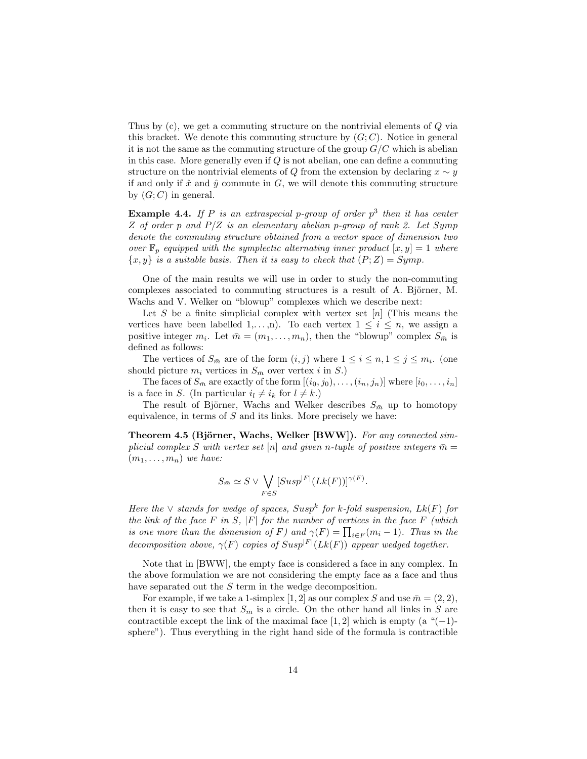Thus by (c), we get a commuting structure on the nontrivial elements of $Q$ via this bracket. We denote this commuting structure by $(G; C)$. Notice in general it is not the same as the commuting structure of the group $G/C$ which is abelian in this case. More generally even if $Q$ is not abelian, one can define a commuting structure on the nontrivial elements of $Q$ from the extension by declaring $x \sim y$ if and only if $\hat{x}$ and $\hat{y}$ commute in $G$, we will denote this commuting structure by $(G; C)$ in general.

**Example 4.4.** *If $P$ is an extraspecial $p$-group of order $p^3$ then it has center $Z$ of order $p$ and $P/Z$ is an elementary abelian $p$-group of rank 2. Let Symp denote the commuting structure obtained from a vector space of dimension two over $\mathbb{F}_p$ equipped with the symplectic alternating inner product $[x, y] = 1$ where $\{x, y\}$ is a suitable basis. Then it is easy to check that $(P; Z) = Symp$.*

One of the main results we will use in order to study the non-commuting complexes associated to commuting structures is a result of A. Björner, M. Wachs and V. Welker on "blowup" complexes which we describe next:

Let $S$ be a finite simplicial complex with vertex set $[n]$ (This means the vertices have been labelled 1,. . . ,n). To each vertex $1 \leq i \leq n$, we assign a positive integer $m_i$. Let $\bar{m} = (m_1, \ldots, m_n)$, then the "blowup" complex $S_{\bar{m}}$ is defined as follows:

The vertices of $S_{\bar{m}}$ are of the form $(i, j)$ where $1 \leq i \leq n, 1 \leq j \leq m_i$. (one should picture $m_i$ vertices in $S_{\bar{m}}$ over vertex $i$ in $S$.)

The faces of $S_{\bar{m}}$ are exactly of the form $[(i_0, j_0), \ldots, (i_n, j_n)]$ where $[i_0, \ldots, i_n]$ is a face in $S$. (In particular $i_l \neq i_k$ for $l \neq k$.)

The result of Björner, Wachs and Welker describes $S_{\bar{m}}$ up to homotopy equivalence, in terms of $S$ and its links. More precisely we have:

**Theorem 4.5 (Björner, Wachs, Welker [BWW]).** *For any connected simplicial complex $S$ with vertex set $[n]$ and given $n$-tuple of positive integers $\bar{m} = (m_1, \ldots, m_n)$ we have:*

$$S_{\bar{m}} \simeq S \vee \bigvee_{F \in S} [Susp^{|F|}(Lk(F))]^{\gamma(F)}.$$

*Here the $\vee$ stands for wedge of spaces, $Susp^k$ for $k$-fold suspension, $Lk(F)$ for the link of the face $F$ in $S$, $|F|$ for the number of vertices in the face $F$ (which is one more than the dimension of $F$) and $\gamma(F) = \prod_{i \in F}(m_i - 1)$. Thus in the decomposition above, $\gamma(F)$ copies of $Susp^{|F|}(Lk(F))$ appear wedged together.*

Note that in [BWW], the empty face is considered a face in any complex. In the above formulation we are not considering the empty face as a face and thus have separated out the $S$ term in the wedge decomposition.

For example, if we take a 1-simplex $[1, 2]$ as our complex $S$ and use $\bar{m} = (2, 2)$, then it is easy to see that $S_{\bar{m}}$ is a circle. On the other hand all links in $S$ are contractible except the link of the maximal face $[1, 2]$ which is empty (a "$(-1)$-sphere"). Thus everything in the right hand side of the formula is contractible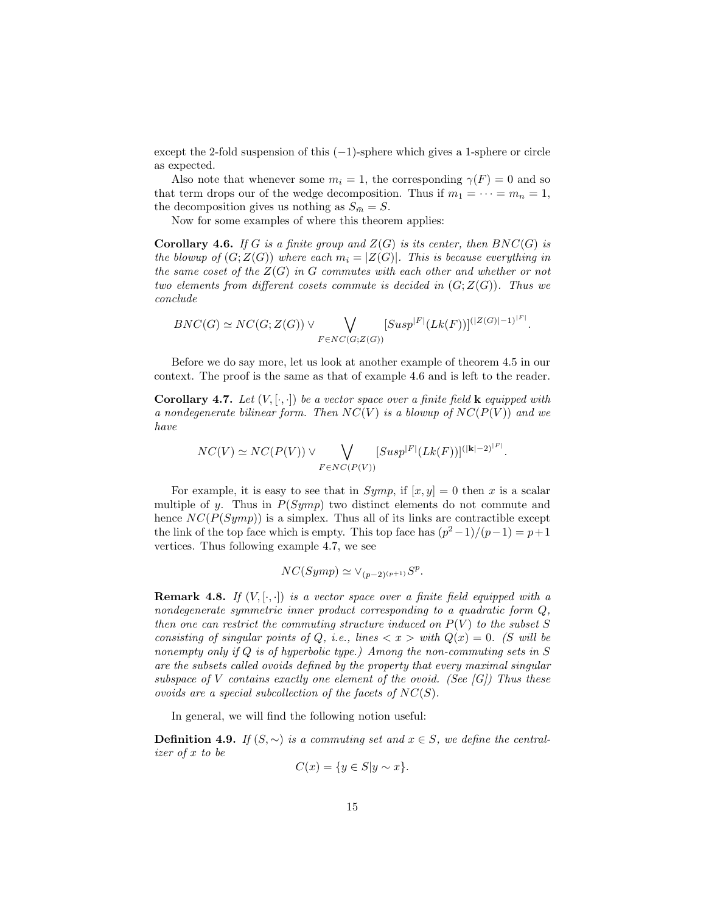except the 2-fold suspension of this $(-1)$-sphere which gives a 1-sphere or circle as expected.

Also note that whenever some $m_i = 1$, the corresponding $\gamma(F) = 0$ and so that term drops our of the wedge decomposition. Thus if $m_1 = \cdots = m_n = 1$, the decomposition gives us nothing as $S_{\bar{m}} = S$.

Now for some examples of where this theorem applies:

**Corollary 4.6.** *If $G$ is a finite group and $Z(G)$ is its center, then $BNC(G)$ is the blowup of $(G; Z(G))$ where each $m_i = |Z(G)|$. This is because everything in the same coset of the $Z(G)$ in $G$ commutes with each other and whether or not two elements from different cosets commute is decided in $(G; Z(G))$. Thus we conclude*

$$BNC(G) \simeq NC(G; Z(G)) \vee \bigvee_{F \in NC(G;Z(G))} [Susp^{|F|}(Lk(F))]^{(|Z(G)|-1)^{|F|}}.$$

Before we do say more, let us look at another example of theorem 4.5 in our context. The proof is the same as that of example 4.6 and is left to the reader.

**Corollary 4.7.** *Let $(V, [\cdot, \cdot])$ be a vector space over a finite field $\mathbf{k}$ equipped with a nondegenerate bilinear form. Then $NC(V)$ is a blowup of $NC(P(V))$ and we have*

$$NC(V) \simeq NC(P(V)) \vee \bigvee_{F \in NC(P(V))} [Susp^{|F|}(Lk(F))]^{(|\mathbf{k}|-2)^{|F|}}.$$

For example, it is easy to see that in $Symp$, if $[x, y] = 0$ then $x$ is a scalar multiple of $y$. Thus in $P(Symp)$ two distinct elements do not commute and hence $NC(P(Symp))$ is a simplex. Thus all of its links are contractible except the link of the top face which is empty. This top face has $(p^2-1)/(p-1) = p+1$ vertices. Thus following example 4.7, we see

$$NC(Symp) \simeq \vee_{(p-2)^{(p+1)}} S^p.$$

**Remark 4.8.** *If $(V, [\cdot, \cdot])$ is a vector space over a finite field equipped with a nondegenerate symmetric inner product corresponding to a quadratic form $Q$, then one can restrict the commuting structure induced on $P(V)$ to the subset $S$ consisting of singular points of $Q$, i.e., lines $< x >$ with $Q(x) = 0$. ($S$ will be nonempty only if $Q$ is of hyperbolic type.) Among the non-commuting sets in $S$ are the subsets called ovoids defined by the property that every maximal singular subspace of $V$ contains exactly one element of the ovoid. (See [G]) Thus these ovoids are a special subcollection of the facets of $NC(S)$.*

In general, we will find the following notion useful:

**Definition 4.9.** *If $(S, \sim)$ is a commuting set and $x \in S$, we define the centralizer of $x$ to be*

$$C(x) = \{y \in S | y \sim x\}.$$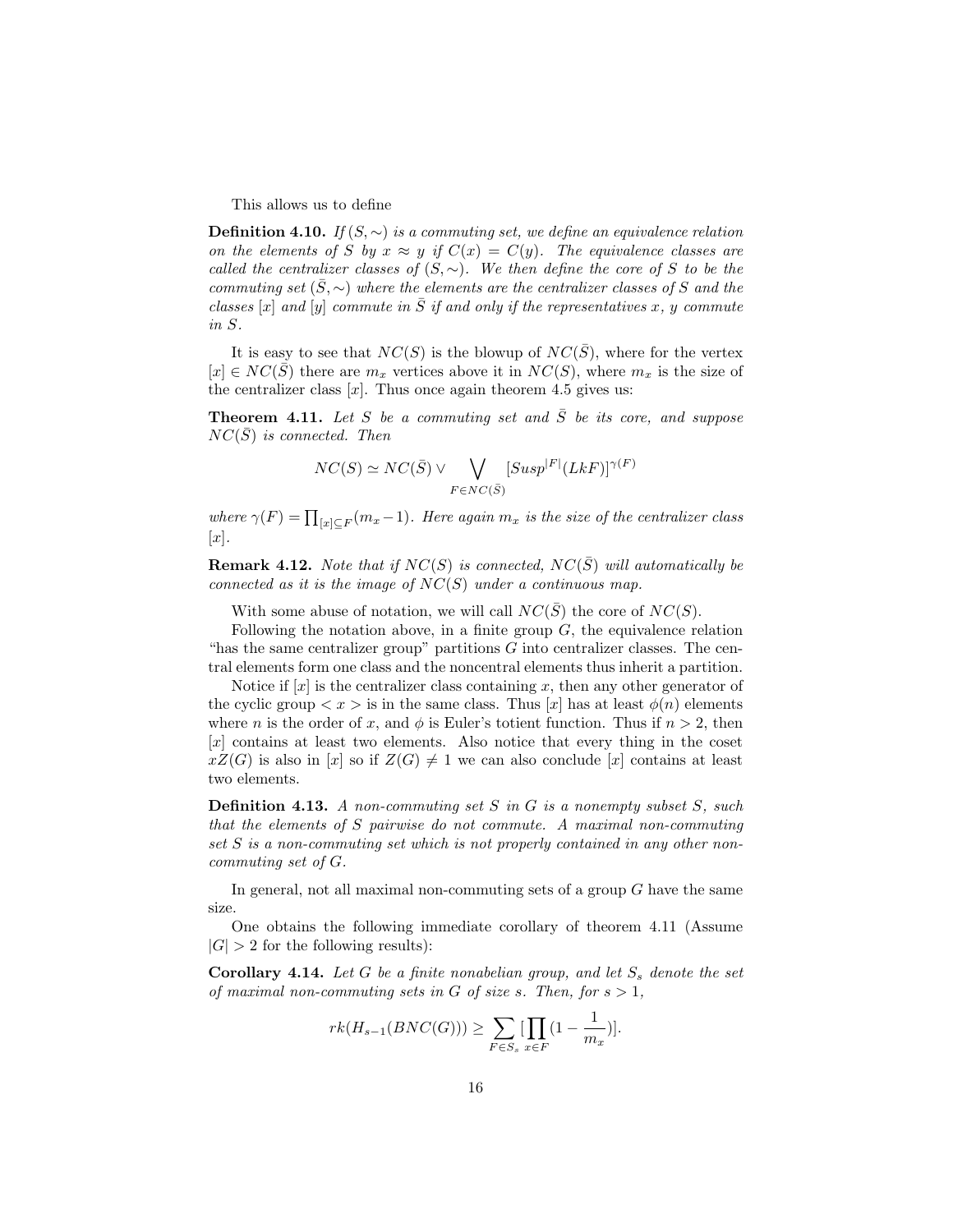This allows us to define

**Definition 4.10.** *If $(S, \sim)$ is a commuting set, we define an equivalence relation on the elements of $S$ by $x \approx y$ if $C(x) = C(y)$. The equivalence classes are called the centralizer classes of $(S, \sim)$. We then define the core of $S$ to be the commuting set $(\bar{S}, \sim)$ where the elements are the centralizer classes of $S$ and the classes $[x]$ and $[y]$ commute in $\bar{S}$ if and only if the representatives $x$, $y$ commute in $S$.*

It is easy to see that $NC(S)$ is the blowup of $NC(\bar{S})$, where for the vertex $[x] \in NC(\bar{S})$ there are $m_x$ vertices above it in $NC(S)$, where $m_x$ is the size of the centralizer class $[x]$. Thus once again theorem 4.5 gives us:

**Theorem 4.11.** *Let $S$ be a commuting set and $\bar{S}$ be its core, and suppose $NC(\bar{S})$ is connected. Then*

$$NC(S) \simeq NC(\bar{S}) \vee \bigvee_{F \in NC(\bar{S})} [Susp^{|F|}(LkF)]^{\gamma(F)}$$

*where $\gamma(F) = \prod_{[x] \subseteq F}(m_x - 1)$. Here again $m_x$ is the size of the centralizer class $[x]$.*

**Remark 4.12.** *Note that if $NC(S)$ is connected, $NC(\bar{S})$ will automatically be connected as it is the image of $NC(S)$ under a continuous map.*

With some abuse of notation, we will call $NC(\bar{S})$ the core of $NC(S)$.

Following the notation above, in a finite group $G$, the equivalence relation "has the same centralizer group" partitions $G$ into centralizer classes. The central elements form one class and the noncentral elements thus inherit a partition.

Notice if $[x]$ is the centralizer class containing $x$, then any other generator of the cyclic group $< x >$ is in the same class. Thus $[x]$ has at least $\phi(n)$ elements where $n$ is the order of $x$, and $\phi$ is Euler's totient function. Thus if $n > 2$, then $[x]$ contains at least two elements. Also notice that every thing in the coset $xZ(G)$ is also in $[x]$ so if $Z(G) \neq 1$ we can also conclude $[x]$ contains at least two elements.

**Definition 4.13.** *A non-commuting set $S$ in $G$ is a nonempty subset $S$, such that the elements of $S$ pairwise do not commute. A maximal non-commuting set $S$ is a non-commuting set which is not properly contained in any other non-commuting set of $G$.*

In general, not all maximal non-commuting sets of a group $G$ have the same size.

One obtains the following immediate corollary of theorem 4.11 (Assume $|G| > 2$ for the following results):

**Corollary 4.14.** *Let $G$ be a finite nonabelian group, and let $S_s$ denote the set of maximal non-commuting sets in $G$ of size $s$. Then, for $s > 1$,*

$$rk(H_{s-1}(BNC(G))) \geq \sum_{F \in S_s} [\prod_{x \in F}(1 - \frac{1}{m_x})].$$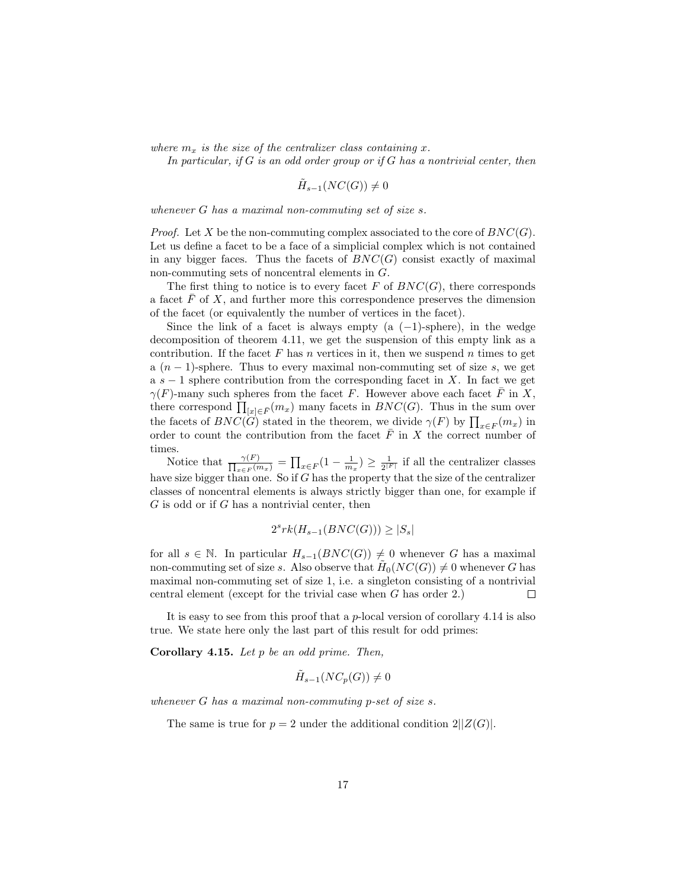*where $m_x$ is the size of the centralizer class containing $x$.*

*In particular, if $G$ is an odd order group or if $G$ has a nontrivial center, then*

$$\tilde{H}_{s-1}(NC(G)) \neq 0$$

*whenever $G$ has a maximal non-commuting set of size $s$.*

*Proof.* Let $X$ be the non-commuting complex associated to the core of $BNC(G)$. Let us define a facet to be a face of a simplicial complex which is not contained in any bigger faces. Thus the facets of $BNC(G)$ consist exactly of maximal non-commuting sets of noncentral elements in $G$.

The first thing to notice is to every facet $F$ of $BNC(G)$, there corresponds a facet $\bar{F}$ of $X$, and further more this correspondence preserves the dimension of the facet (or equivalently the number of vertices in the facet).

Since the link of a facet is always empty (a $(-1)$-sphere), in the wedge decomposition of theorem 4.11, we get the suspension of this empty link as a contribution. If the facet $F$ has $n$ vertices in it, then we suspend $n$ times to get a $(n-1)$-sphere. Thus to every maximal non-commuting set of size $s$, we get a $s-1$ sphere contribution from the corresponding facet in $X$. In fact we get $\gamma(F)$-many such spheres from the facet $F$. However above each facet $\bar{F}$ in $X$, there correspond $\prod_{[x]\in \bar{F}}(m_x)$ many facets in $BNC(G)$. Thus in the sum over the facets of $BNC(G)$ stated in the theorem, we divide $\gamma(F)$ by $\prod_{x\in F}(m_x)$ in order to count the contribution from the facet $\bar{F}$ in $X$ the correct number of times.

Notice that $\frac{\gamma(F)}{\prod_{x\in F}(m_x)} = \prod_{x\in F}(1-\frac{1}{m_x}) \geq \frac{1}{2^{|F|}}$ if all the centralizer classes have size bigger than one. So if $G$ has the property that the size of the centralizer classes of noncentral elements is always strictly bigger than one, for example if $G$ is odd or if $G$ has a nontrivial center, then

$$2^s rk(H_{s-1}(BNC(G))) \geq |S_s|$$

for all $s \in \mathbb{N}$. In particular $H_{s-1}(BNC(G)) \neq 0$ whenever $G$ has a maximal non-commuting set of size $s$. Also observe that $\tilde{H}_0(NC(G)) \neq 0$ whenever $G$ has maximal non-commuting set of size 1, i.e. a singleton consisting of a nontrivial central element (except for the trivial case when $G$ has order 2.) $\square$

It is easy to see from this proof that a $p$-local version of corollary 4.14 is also true. We state here only the last part of this result for odd primes:

**Corollary 4.15.** *Let $p$ be an odd prime. Then,*

$$\tilde{H}_{s-1}(NC_p(G)) \neq 0$$

*whenever $G$ has a maximal non-commuting $p$-set of size $s$.*

The same is true for $p = 2$ under the additional condition $2||Z(G)|$.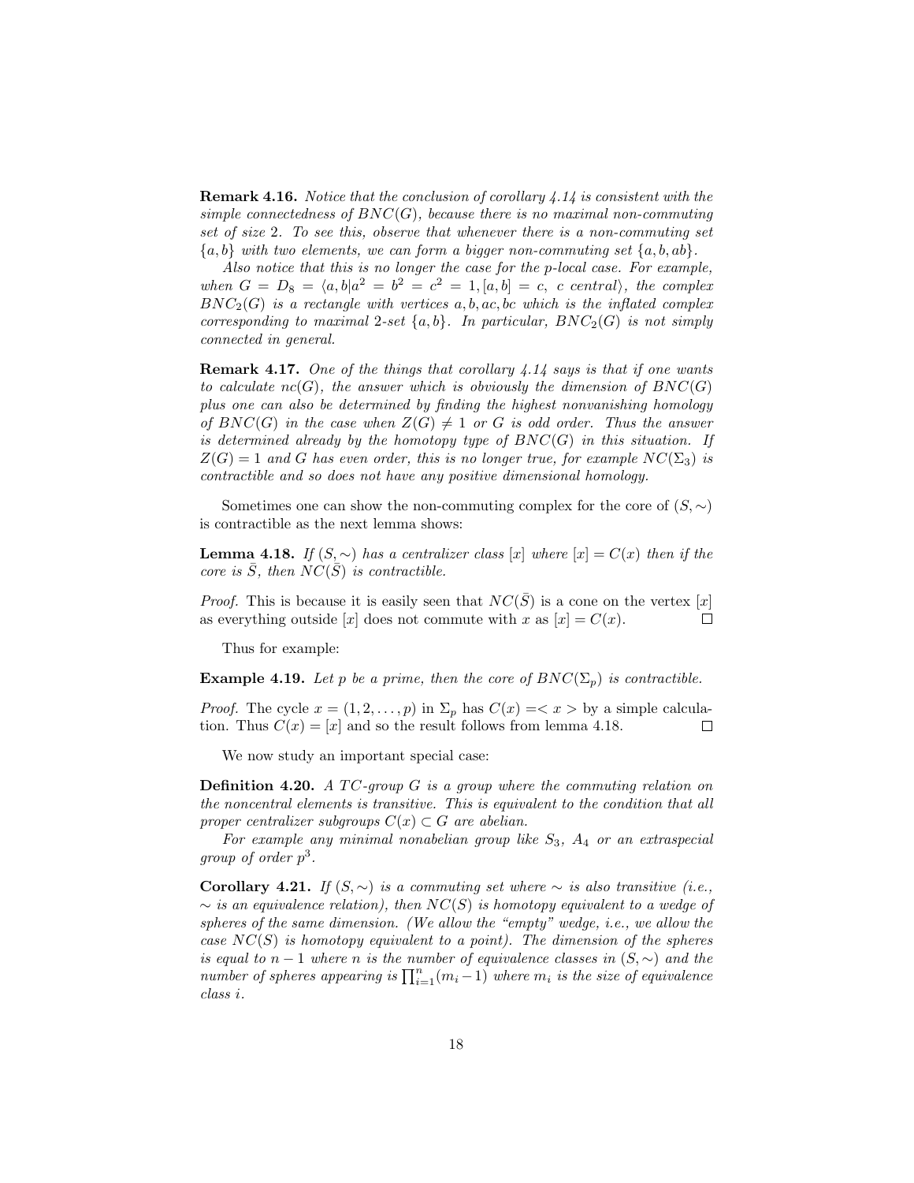**Remark 4.16.** *Notice that the conclusion of corollary 4.14 is consistent with the simple connectedness of $BNC(G)$, because there is no maximal non-commuting set of size 2. To see this, observe that whenever there is a non-commuting set $\{a, b\}$ with two elements, we can form a bigger non-commuting set $\{a, b, ab\}$.*

*Also notice that this is no longer the case for the p-local case. For example, when $G = D_8 = \langle a, b | a^2 = b^2 = c^2 = 1, [a, b] = c,\ c \text{ central}\rangle$, the complex $BNC_2(G)$ is a rectangle with vertices $a, b, ac, bc$ which is the inflated complex corresponding to maximal 2-set $\{a, b\}$. In particular, $BNC_2(G)$ is not simply connected in general.*

**Remark 4.17.** *One of the things that corollary 4.14 says is that if one wants to calculate $nc(G)$, the answer which is obviously the dimension of $BNC(G)$ plus one can also be determined by finding the highest nonvanishing homology of $BNC(G)$ in the case when $Z(G) \neq 1$ or $G$ is odd order. Thus the answer is determined already by the homotopy type of $BNC(G)$ in this situation. If $Z(G) = 1$ and $G$ has even order, this is no longer true, for example $NC(\Sigma_3)$ is contractible and so does not have any positive dimensional homology.*

Sometimes one can show the non-commuting complex for the core of $(S, \sim)$ is contractible as the next lemma shows:

**Lemma 4.18.** *If $(S, \sim)$ has a centralizer class $[x]$ where $[x] = C(x)$ then if the core is $\bar{S}$, then $NC(\bar{S})$ is contractible.*

*Proof.* This is because it is easily seen that $NC(\bar{S})$ is a cone on the vertex $[x]$ as everything outside $[x]$ does not commute with $x$ as $[x] = C(x)$. ∎

Thus for example:

**Example 4.19.** *Let $p$ be a prime, then the core of $BNC(\Sigma_p)$ is contractible.*

*Proof.* The cycle $x = (1, 2, \ldots, p)$ in $\Sigma_p$ has $C(x) = <x>$ by a simple calculation. Thus $C(x) = [x]$ and so the result follows from lemma 4.18. ∎

We now study an important special case:

**Definition 4.20.** *A $TC$-group $G$ is a group where the commuting relation on the noncentral elements is transitive. This is equivalent to the condition that all proper centralizer subgroups $C(x) \subset G$ are abelian.*

*For example any minimal nonabelian group like $S_3$, $A_4$ or an extraspecial group of order $p^3$.*

**Corollary 4.21.** *If $(S, \sim)$ is a commuting set where $\sim$ is also transitive (i.e., $\sim$ is an equivalence relation), then $NC(S)$ is homotopy equivalent to a wedge of spheres of the same dimension. (We allow the "empty" wedge, i.e., we allow the case $NC(S)$ is homotopy equivalent to a point). The dimension of the spheres is equal to $n - 1$ where $n$ is the number of equivalence classes in $(S, \sim)$ and the number of spheres appearing is $\prod_{i=1}^{n}(m_i - 1)$ where $m_i$ is the size of equivalence class $i$.*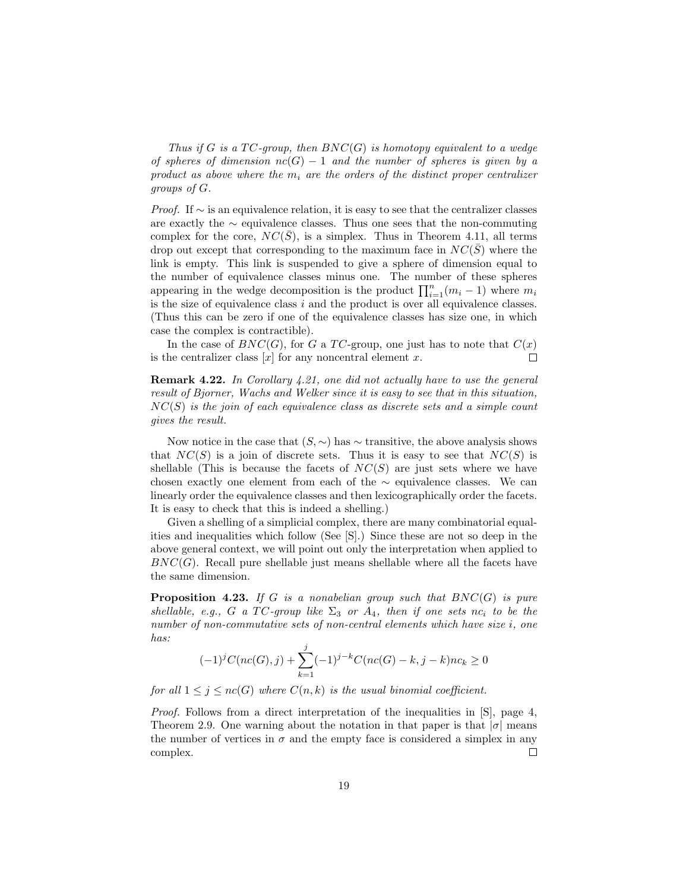*Thus if $G$ is a $TC$-group, then $BNC(G)$ is homotopy equivalent to a wedge of spheres of dimension $nc(G) - 1$ and the number of spheres is given by a product as above where the $m_i$ are the orders of the distinct proper centralizer groups of $G$.*

*Proof.* If $\sim$ is an equivalence relation, it is easy to see that the centralizer classes are exactly the $\sim$ equivalence classes. Thus one sees that the non-commuting complex for the core, $NC(\bar{S})$, is a simplex. Thus in Theorem 4.11, all terms drop out except that corresponding to the maximum face in $NC(\bar{S})$ where the link is empty. This link is suspended to give a sphere of dimension equal to the number of equivalence classes minus one. The number of these spheres appearing in the wedge decomposition is the product $\prod_{i=1}^{n}(m_i - 1)$ where $m_i$ is the size of equivalence class $i$ and the product is over all equivalence classes. (Thus this can be zero if one of the equivalence classes has size one, in which case the complex is contractible).

In the case of $BNC(G)$, for $G$ a $TC$-group, one just has to note that $C(x)$ is the centralizer class $[x]$ for any noncentral element $x$. □

**Remark 4.22.** *In Corollary 4.21, one did not actually have to use the general result of Bjorner, Wachs and Welker since it is easy to see that in this situation, $NC(S)$ is the join of each equivalence class as discrete sets and a simple count gives the result.*

Now notice in the case that $(S, \sim)$ has $\sim$ transitive, the above analysis shows that $NC(S)$ is a join of discrete sets. Thus it is easy to see that $NC(S)$ is shellable (This is because the facets of $NC(S)$ are just sets where we have chosen exactly one element from each of the $\sim$ equivalence classes. We can linearly order the equivalence classes and then lexicographically order the facets. It is easy to check that this is indeed a shelling.)

Given a shelling of a simplicial complex, there are many combinatorial equalities and inequalities which follow (See [S].) Since these are not so deep in the above general context, we will point out only the interpretation when applied to $BNC(G)$. Recall pure shellable just means shellable where all the facets have the same dimension.

**Proposition 4.23.** *If $G$ is a nonabelian group such that $BNC(G)$ is pure shellable, e.g., $G$ a $TC$-group like $\Sigma_3$ or $A_4$, then if one sets $nc_i$ to be the number of non-commutative sets of non-central elements which have size $i$, one has:*

$$(-1)^j C(nc(G), j) + \sum_{k=1}^{j} (-1)^{j-k} C(nc(G) - k, j - k) nc_k \geq 0$$

*for all $1 \leq j \leq nc(G)$ where $C(n, k)$ is the usual binomial coefficient.*

*Proof.* Follows from a direct interpretation of the inequalities in [S], page 4, Theorem 2.9. One warning about the notation in that paper is that $|\sigma|$ means the number of vertices in $\sigma$ and the empty face is considered a simplex in any complex. □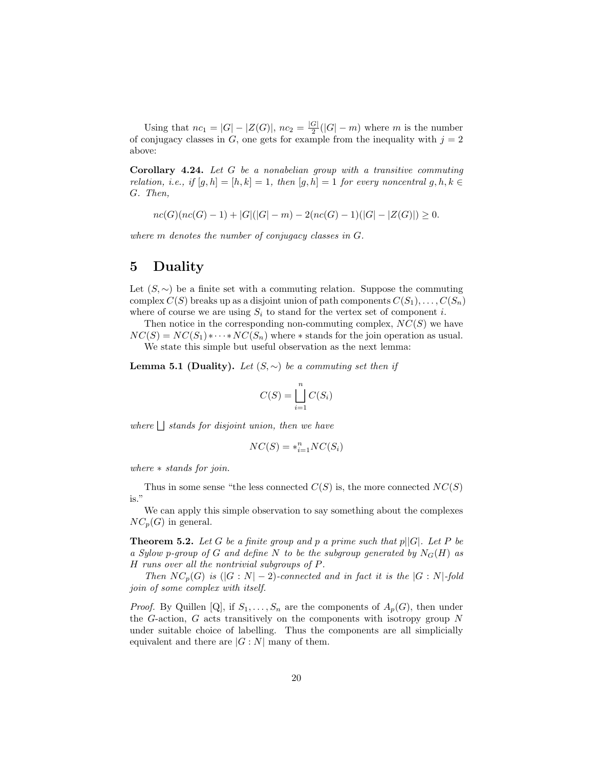Using that $nc_1 = |G| - |Z(G)|$, $nc_2 = \frac{|G|}{2}(|G| - m)$ where $m$ is the number of conjugacy classes in $G$, one gets for example from the inequality with $j = 2$ above:

**Corollary 4.24.** *Let $G$ be a nonabelian group with a transitive commuting relation, i.e., if $[g,h] = [h,k] = 1$, then $[g,h] = 1$ for every noncentral $g, h, k \in G$. Then,*

$$nc(G)(nc(G) - 1) + |G|(|G| - m) - 2(nc(G) - 1)(|G| - |Z(G)|) \geq 0.$$

*where $m$ denotes the number of conjugacy classes in $G$.*

# 5 Duality

Let $(S, \sim)$ be a finite set with a commuting relation. Suppose the commuting complex $C(S)$ breaks up as a disjoint union of path components $C(S_1), \ldots, C(S_n)$ where of course we are using $S_i$ to stand for the vertex set of component $i$.

Then notice in the corresponding non-commuting complex, $NC(S)$ we have $NC(S) = NC(S_1) * \cdots * NC(S_n)$ where $*$ stands for the join operation as usual.

We state this simple but useful observation as the next lemma:

**Lemma 5.1 (Duality).** *Let $(S, \sim)$ be a commuting set then if*

$$C(S) = \bigsqcup_{i=1}^{n} C(S_i)$$

*where $\bigsqcup$ stands for disjoint union, then we have*

$$NC(S) = *_{i=1}^{n} NC(S_i)$$

*where $*$ stands for join.*

Thus in some sense "the less connected $C(S)$ is, the more connected $NC(S)$ is."

We can apply this simple observation to say something about the complexes $NC_p(G)$ in general.

**Theorem 5.2.** *Let $G$ be a finite group and $p$ a prime such that $p||G|$. Let $P$ be a Sylow $p$-group of $G$ and define $N$ to be the subgroup generated by $N_G(H)$ as $H$ runs over all the nontrivial subgroups of $P$.*

*Then $NC_p(G)$ is $(|G : N| - 2)$-connected and in fact it is the $|G : N|$-fold join of some complex with itself.*

*Proof.* By Quillen [Q], if $S_1, \ldots, S_n$ are the components of $A_p(G)$, then under the $G$-action, $G$ acts transitively on the components with isotropy group $N$ under suitable choice of labelling. Thus the components are all simplicially equivalent and there are $|G : N|$ many of them.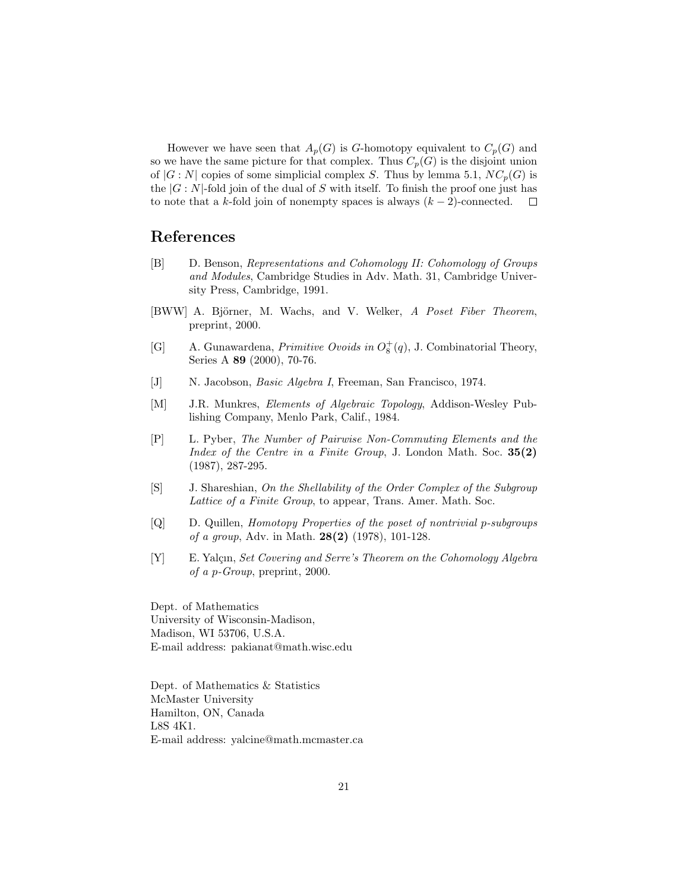However we have seen that $A_p(G)$ is $G$-homotopy equivalent to $C_p(G)$ and so we have the same picture for that complex. Thus $C_p(G)$ is the disjoint union of $|G : N|$ copies of some simplicial complex $S$. Thus by lemma 5.1, $NC_p(G)$ is the $|G : N|$-fold join of the dual of $S$ with itself. To finish the proof one just has to note that a $k$-fold join of nonempty spaces is always $(k-2)$-connected. $\square$

## References

[B] D. Benson, *Representations and Cohomology II: Cohomology of Groups and Modules*, Cambridge Studies in Adv. Math. 31, Cambridge University Press, Cambridge, 1991.

[BWW] A. Björner, M. Wachs, and V. Welker, *A Poset Fiber Theorem*, preprint, 2000.

[G] A. Gunawardena, *Primitive Ovoids in $O_8^+(q)$*, J. Combinatorial Theory, Series A **89** (2000), 70-76.

[J] N. Jacobson, *Basic Algebra I*, Freeman, San Francisco, 1974.

[M] J.R. Munkres, *Elements of Algebraic Topology*, Addison-Wesley Publishing Company, Menlo Park, Calif., 1984.

[P] L. Pyber, *The Number of Pairwise Non-Commuting Elements and the Index of the Centre in a Finite Group*, J. London Math. Soc. **35(2)** (1987), 287-295.

[S] J. Shareshian, *On the Shellability of the Order Complex of the Subgroup Lattice of a Finite Group*, to appear, Trans. Amer. Math. Soc.

[Q] D. Quillen, *Homotopy Properties of the poset of nontrivial p-subgroups of a group*, Adv. in Math. **28(2)** (1978), 101-128.

[Y] E. Yalçın, *Set Covering and Serre's Theorem on the Cohomology Algebra of a p-Group*, preprint, 2000.

Dept. of Mathematics
University of Wisconsin-Madison,
Madison, WI 53706, U.S.A.
E-mail address: pakianat@math.wisc.edu

Dept. of Mathematics & Statistics
McMaster University
Hamilton, ON, Canada
L8S 4K1.
E-mail address: yalcine@math.mcmaster.ca